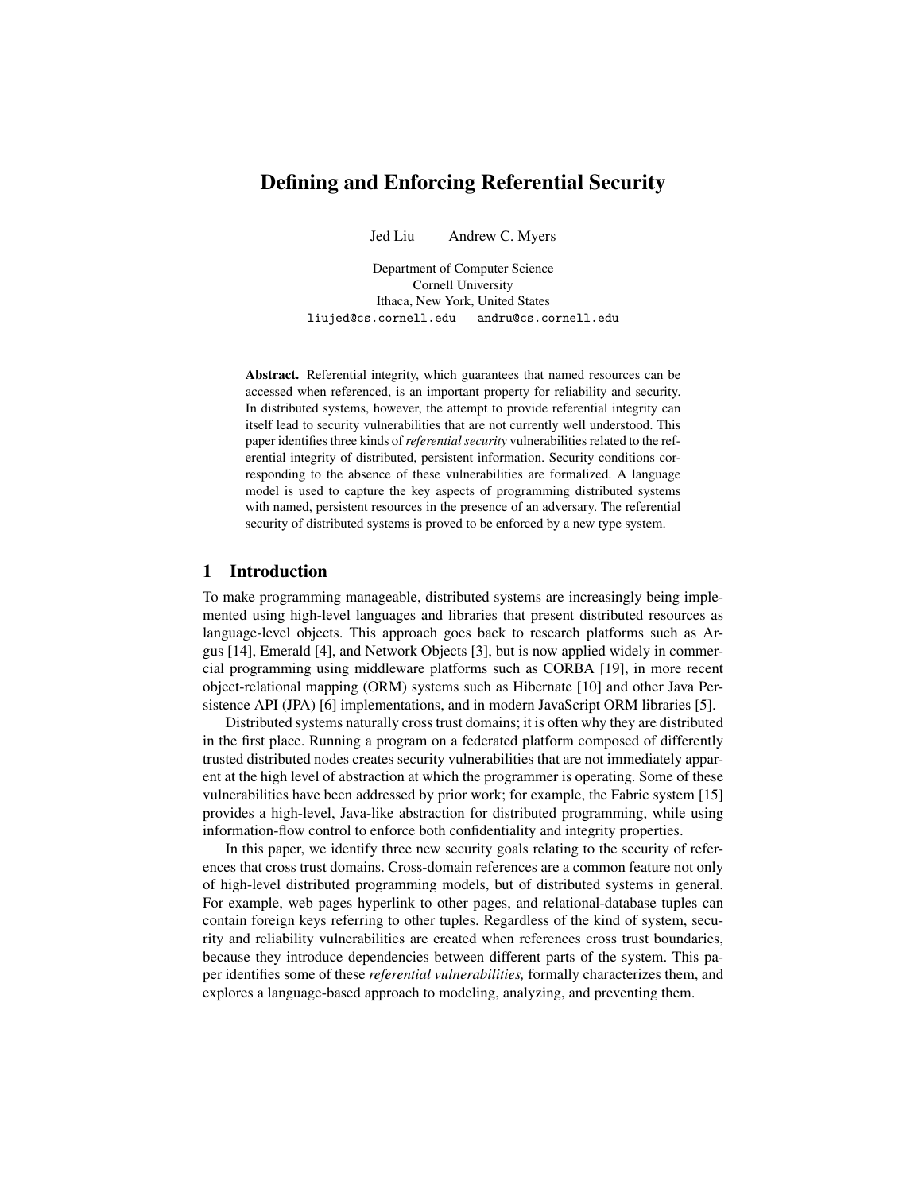# Defining and Enforcing Referential Security

Jed Liu Andrew C. Myers

Department of Computer Science
Cornell University
Ithaca, New York, United States
liujed@cs.cornell.edu andru@cs.cornell.edu

**Abstract.** Referential integrity, which guarantees that named resources can be accessed when referenced, is an important property for reliability and security. In distributed systems, however, the attempt to provide referential integrity can itself lead to security vulnerabilities that are not currently well understood. This paper identifies three kinds of *referential security* vulnerabilities related to the referential integrity of distributed, persistent information. Security conditions corresponding to the absence of these vulnerabilities are formalized. A language model is used to capture the key aspects of programming distributed systems with named, persistent resources in the presence of an adversary. The referential security of distributed systems is proved to be enforced by a new type system.

## 1 Introduction

To make programming manageable, distributed systems are increasingly being implemented using high-level languages and libraries that present distributed resources as language-level objects. This approach goes back to research platforms such as Argus [14], Emerald [4], and Network Objects [3], but is now applied widely in commercial programming using middleware platforms such as CORBA [19], in more recent object-relational mapping (ORM) systems such as Hibernate [10] and other Java Persistence API (JPA) [6] implementations, and in modern JavaScript ORM libraries [5].

Distributed systems naturally cross trust domains; it is often why they are distributed in the first place. Running a program on a federated platform composed of differently trusted distributed nodes creates security vulnerabilities that are not immediately apparent at the high level of abstraction at which the programmer is operating. Some of these vulnerabilities have been addressed by prior work; for example, the Fabric system [15] provides a high-level, Java-like abstraction for distributed programming, while using information-flow control to enforce both confidentiality and integrity properties.

In this paper, we identify three new security goals relating to the security of references that cross trust domains. Cross-domain references are a common feature not only of high-level distributed programming models, but of distributed systems in general. For example, web pages hyperlink to other pages, and relational-database tuples can contain foreign keys referring to other tuples. Regardless of the kind of system, security and reliability vulnerabilities are created when references cross trust boundaries, because they introduce dependencies between different parts of the system. This paper identifies some of these *referential vulnerabilities,* formally characterizes them, and explores a language-based approach to modeling, analyzing, and preventing them.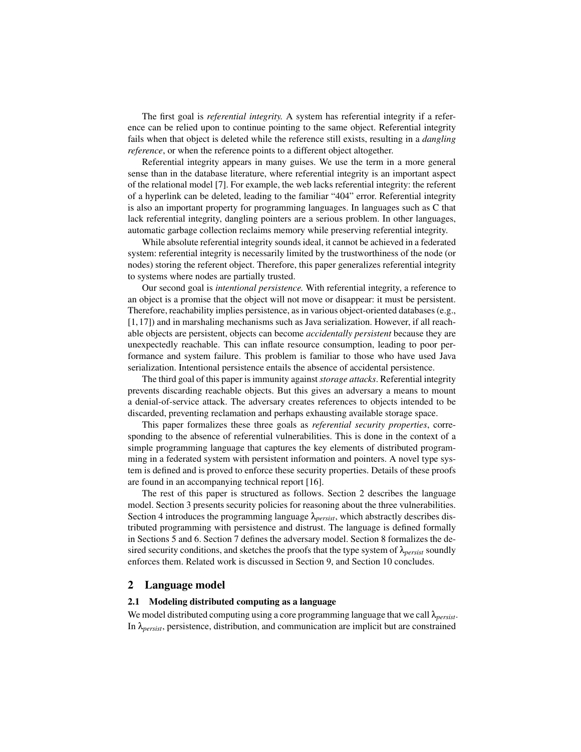The first goal is *referential integrity*. A system has referential integrity if a reference can be relied upon to continue pointing to the same object. Referential integrity fails when that object is deleted while the reference still exists, resulting in a *dangling reference*, or when the reference points to a different object altogether.

Referential integrity appears in many guises. We use the term in a more general sense than in the database literature, where referential integrity is an important aspect of the relational model [7]. For example, the web lacks referential integrity: the referent of a hyperlink can be deleted, leading to the familiar "404" error. Referential integrity is also an important property for programming languages. In languages such as C that lack referential integrity, dangling pointers are a serious problem. In other languages, automatic garbage collection reclaims memory while preserving referential integrity.

While absolute referential integrity sounds ideal, it cannot be achieved in a federated system: referential integrity is necessarily limited by the trustworthiness of the node (or nodes) storing the referent object. Therefore, this paper generalizes referential integrity to systems where nodes are partially trusted.

Our second goal is *intentional persistence*. With referential integrity, a reference to an object is a promise that the object will not move or disappear: it must be persistent. Therefore, reachability implies persistence, as in various object-oriented databases (e.g., [1, 17]) and in marshaling mechanisms such as Java serialization. However, if all reachable objects are persistent, objects can become *accidentally persistent* because they are unexpectedly reachable. This can inflate resource consumption, leading to poor performance and system failure. This problem is familiar to those who have used Java serialization. Intentional persistence entails the absence of accidental persistence.

The third goal of this paper is immunity against *storage attacks*. Referential integrity prevents discarding reachable objects. But this gives an adversary a means to mount a denial-of-service attack. The adversary creates references to objects intended to be discarded, preventing reclamation and perhaps exhausting available storage space.

This paper formalizes these three goals as *referential security properties*, corresponding to the absence of referential vulnerabilities. This is done in the context of a simple programming language that captures the key elements of distributed programming in a federated system with persistent information and pointers. A novel type system is defined and is proved to enforce these security properties. Details of these proofs are found in an accompanying technical report [16].

The rest of this paper is structured as follows. Section 2 describes the language model. Section 3 presents security policies for reasoning about the three vulnerabilities. Section 4 introduces the programming language $\lambda_{persist}$, which abstractly describes distributed programming with persistence and distrust. The language is defined formally in Sections 5 and 6. Section 7 defines the adversary model. Section 8 formalizes the desired security conditions, and sketches the proofs that the type system of $\lambda_{persist}$ soundly enforces them. Related work is discussed in Section 9, and Section 10 concludes.

## 2 Language model

### 2.1 Modeling distributed computing as a language

We model distributed computing using a core programming language that we call $\lambda_{persist}$. In $\lambda_{persist}$, persistence, distribution, and communication are implicit but are constrained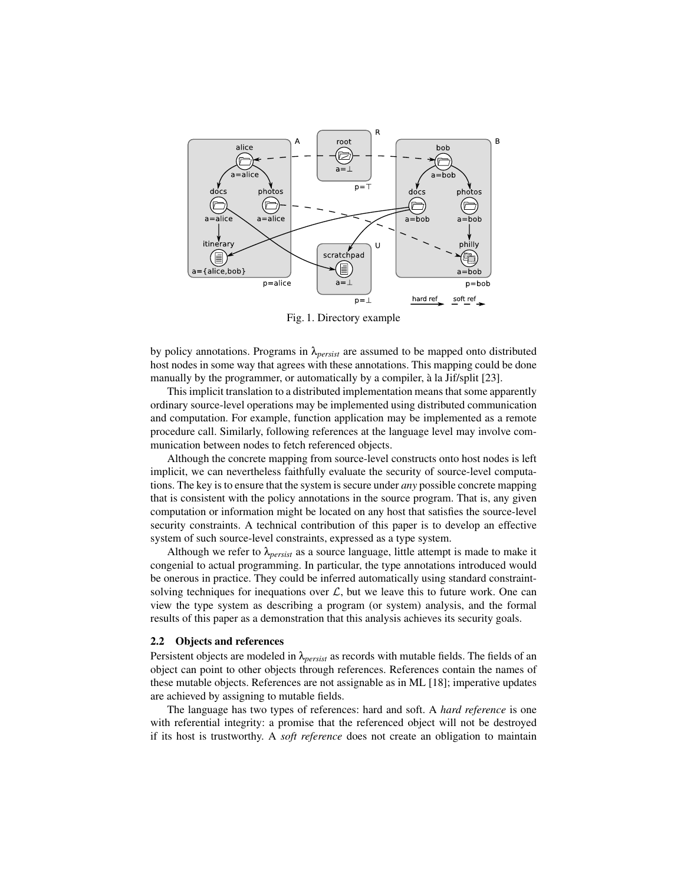Fig. 1. Directory example

by policy annotations. Programs in $\lambda_{persist}$ are assumed to be mapped onto distributed host nodes in some way that agrees with these annotations. This mapping could be done manually by the programmer, or automatically by a compiler, à la Jif/split [23].

This implicit translation to a distributed implementation means that some apparently ordinary source-level operations may be implemented using distributed communication and computation. For example, function application may be implemented as a remote procedure call. Similarly, following references at the language level may involve communication between nodes to fetch referenced objects.

Although the concrete mapping from source-level constructs onto host nodes is left implicit, we can nevertheless faithfully evaluate the security of source-level computations. The key is to ensure that the system is secure under *any* possible concrete mapping that is consistent with the policy annotations in the source program. That is, any given computation or information might be located on any host that satisfies the source-level security constraints. A technical contribution of this paper is to develop an effective system of such source-level constraints, expressed as a type system.

Although we refer to $\lambda_{persist}$ as a source language, little attempt is made to make it congenial to actual programming. In particular, the type annotations introduced would be onerous in practice. They could be inferred automatically using standard constraint-solving techniques for inequations over $\mathcal{L}$, but we leave this to future work. One can view the type system as describing a program (or system) analysis, and the formal results of this paper as a demonstration that this analysis achieves its security goals.

### 2.2 Objects and references

Persistent objects are modeled in $\lambda_{persist}$ as records with mutable fields. The fields of an object can point to other objects through references. References contain the names of these mutable objects. References are not assignable as in ML [18]; imperative updates are achieved by assigning to mutable fields.

The language has two types of references: hard and soft. A *hard reference* is one with referential integrity: a promise that the referenced object will not be destroyed if its host is trustworthy. A *soft reference* does not create an obligation to maintain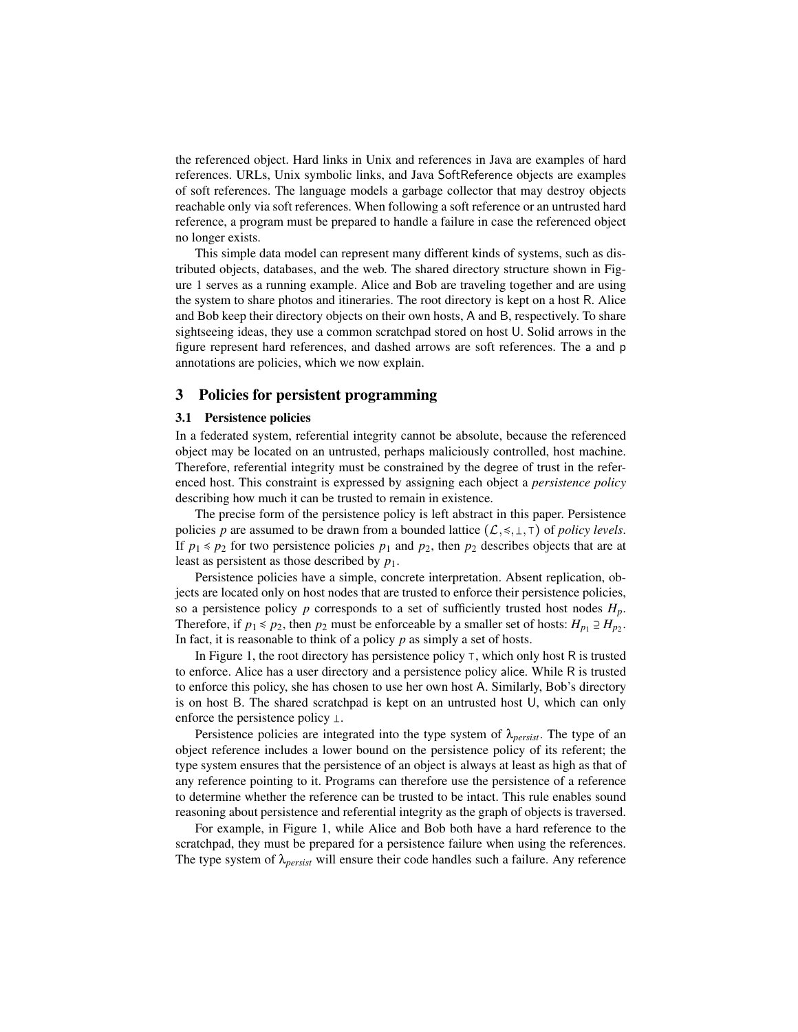the referenced object. Hard links in Unix and references in Java are examples of hard references. URLs, Unix symbolic links, and Java SoftReference objects are examples of soft references. The language models a garbage collector that may destroy objects reachable only via soft references. When following a soft reference or an untrusted hard reference, a program must be prepared to handle a failure in case the referenced object no longer exists.

This simple data model can represent many different kinds of systems, such as distributed objects, databases, and the web. The shared directory structure shown in Figure 1 serves as a running example. Alice and Bob are traveling together and are using the system to share photos and itineraries. The root directory is kept on a host R. Alice and Bob keep their directory objects on their own hosts, A and B, respectively. To share sightseeing ideas, they use a common scratchpad stored on host U. Solid arrows in the figure represent hard references, and dashed arrows are soft references. The a and p annotations are policies, which we now explain.

## 3 Policies for persistent programming

### 3.1 Persistence policies

In a federated system, referential integrity cannot be absolute, because the referenced object may be located on an untrusted, perhaps maliciously controlled, host machine. Therefore, referential integrity must be constrained by the degree of trust in the referenced host. This constraint is expressed by assigning each object a *persistence policy* describing how much it can be trusted to remain in existence.

The precise form of the persistence policy is left abstract in this paper. Persistence policies $p$ are assumed to be drawn from a bounded lattice $(\mathcal{L}, \preccurlyeq, \bot, \top)$ of *policy levels*. If $p_1 \preccurlyeq p_2$ for two persistence policies $p_1$ and $p_2$, then $p_2$ describes objects that are at least as persistent as those described by $p_1$.

Persistence policies have a simple, concrete interpretation. Absent replication, objects are located only on host nodes that are trusted to enforce their persistence policies, so a persistence policy $p$ corresponds to a set of sufficiently trusted host nodes $H_p$. Therefore, if $p_1 \preccurlyeq p_2$, then $p_2$ must be enforceable by a smaller set of hosts: $H_{p_1} \supseteq H_{p_2}$. In fact, it is reasonable to think of a policy $p$ as simply a set of hosts.

In Figure 1, the root directory has persistence policy $\top$, which only host R is trusted to enforce. Alice has a user directory and a persistence policy alice. While R is trusted to enforce this policy, she has chosen to use her own host A. Similarly, Bob's directory is on host B. The shared scratchpad is kept on an untrusted host U, which can only enforce the persistence policy $\bot$.

Persistence policies are integrated into the type system of $\lambda_{persist}$. The type of an object reference includes a lower bound on the persistence policy of its referent; the type system ensures that the persistence of an object is always at least as high as that of any reference pointing to it. Programs can therefore use the persistence of a reference to determine whether the reference can be trusted to be intact. This rule enables sound reasoning about persistence and referential integrity as the graph of objects is traversed.

For example, in Figure 1, while Alice and Bob both have a hard reference to the scratchpad, they must be prepared for a persistence failure when using the references. The type system of $\lambda_{persist}$ will ensure their code handles such a failure. Any reference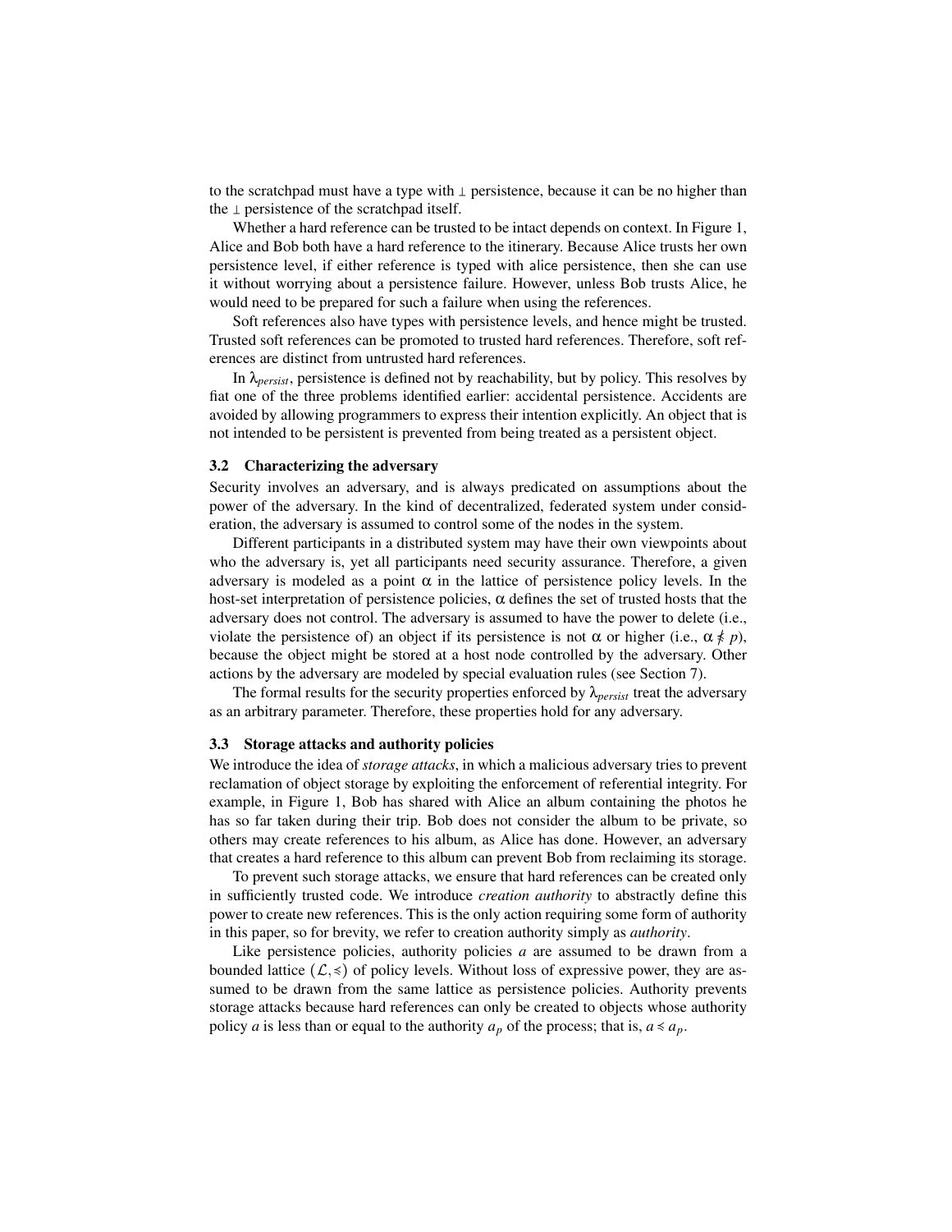to the scratchpad must have a type with $\perp$ persistence, because it can be no higher than the $\perp$ persistence of the scratchpad itself.

Whether a hard reference can be trusted to be intact depends on context. In Figure 1, Alice and Bob both have a hard reference to the itinerary. Because Alice trusts her own persistence level, if either reference is typed with alice persistence, then she can use it without worrying about a persistence failure. However, unless Bob trusts Alice, he would need to be prepared for such a failure when using the references.

Soft references also have types with persistence levels, and hence might be trusted. Trusted soft references can be promoted to trusted hard references. Therefore, soft references are distinct from untrusted hard references.

In $\lambda_{persist}$, persistence is defined not by reachability, but by policy. This resolves by fiat one of the three problems identified earlier: accidental persistence. Accidents are avoided by allowing programmers to express their intention explicitly. An object that is not intended to be persistent is prevented from being treated as a persistent object.

### 3.2 Characterizing the adversary

Security involves an adversary, and is always predicated on assumptions about the power of the adversary. In the kind of decentralized, federated system under consideration, the adversary is assumed to control some of the nodes in the system.

Different participants in a distributed system may have their own viewpoints about who the adversary is, yet all participants need security assurance. Therefore, a given adversary is modeled as a point $\alpha$ in the lattice of persistence policy levels. In the host-set interpretation of persistence policies, $\alpha$ defines the set of trusted hosts that the adversary does not control. The adversary is assumed to have the power to delete (i.e., violate the persistence of) an object if its persistence is not $\alpha$ or higher (i.e., $\alpha \not\leqslant p$), because the object might be stored at a host node controlled by the adversary. Other actions by the adversary are modeled by special evaluation rules (see Section 7).

The formal results for the security properties enforced by $\lambda_{persist}$ treat the adversary as an arbitrary parameter. Therefore, these properties hold for any adversary.

### 3.3 Storage attacks and authority policies

We introduce the idea of *storage attacks*, in which a malicious adversary tries to prevent reclamation of object storage by exploiting the enforcement of referential integrity. For example, in Figure 1, Bob has shared with Alice an album containing the photos he has so far taken during their trip. Bob does not consider the album to be private, so others may create references to his album, as Alice has done. However, an adversary that creates a hard reference to this album can prevent Bob from reclaiming its storage.

To prevent such storage attacks, we ensure that hard references can be created only in sufficiently trusted code. We introduce *creation authority* to abstractly define this power to create new references. This is the only action requiring some form of authority in this paper, so for brevity, we refer to creation authority simply as *authority*.

Like persistence policies, authority policies $a$ are assumed to be drawn from a bounded lattice $(\mathcal{L}, \leqslant)$ of policy levels. Without loss of expressive power, they are assumed to be drawn from the same lattice as persistence policies. Authority prevents storage attacks because hard references can only be created to objects whose authority policy $a$ is less than or equal to the authority $a_p$ of the process; that is, $a \leqslant a_p$.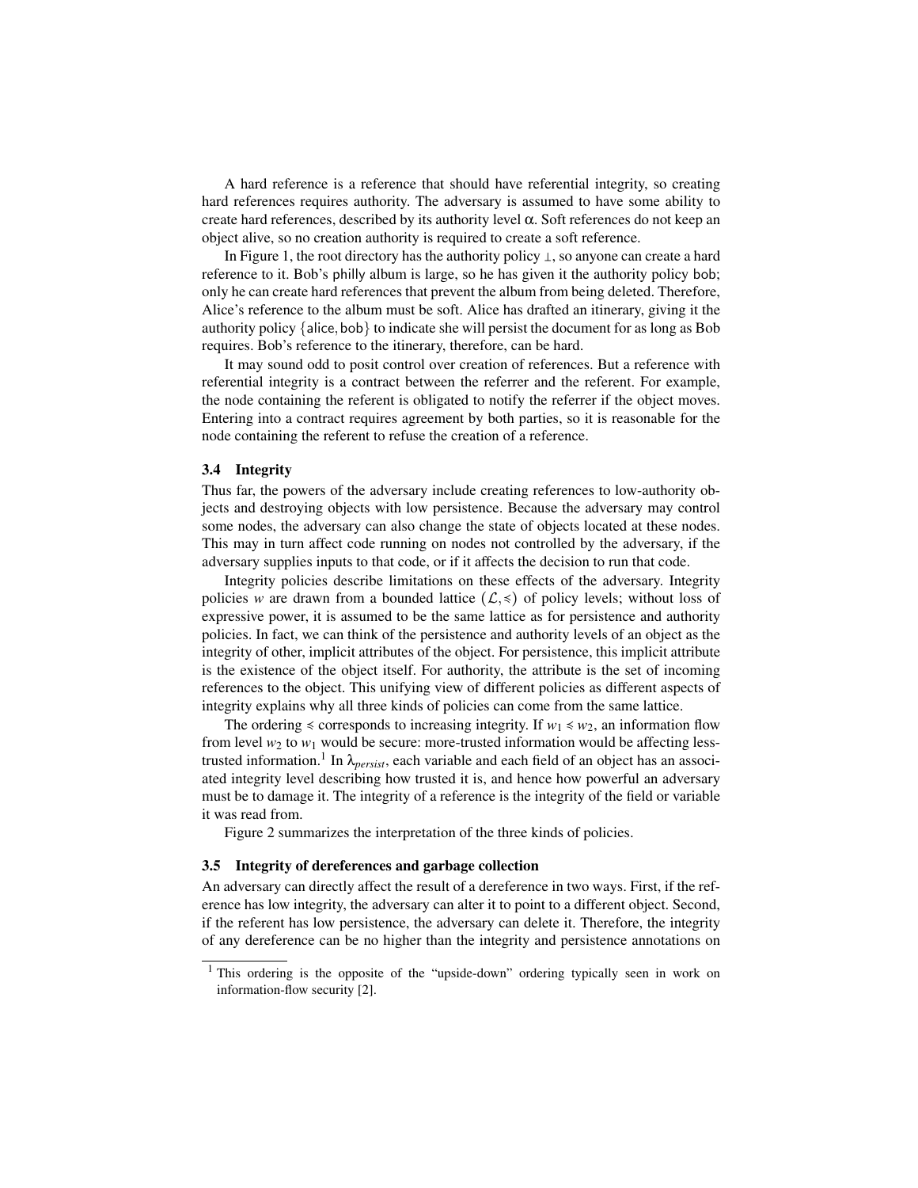A hard reference is a reference that should have referential integrity, so creating hard references requires authority. The adversary is assumed to have some ability to create hard references, described by its authority level $\alpha$. Soft references do not keep an object alive, so no creation authority is required to create a soft reference.

In Figure 1, the root directory has the authority policy $\perp$, so anyone can create a hard reference to it. Bob's philly album is large, so he has given it the authority policy bob; only he can create hard references that prevent the album from being deleted. Therefore, Alice's reference to the album must be soft. Alice has drafted an itinerary, giving it the authority policy $\{\mathsf{alice}, \mathsf{bob}\}$ to indicate she will persist the document for as long as Bob requires. Bob's reference to the itinerary, therefore, can be hard.

It may sound odd to posit control over creation of references. But a reference with referential integrity is a contract between the referrer and the referent. For example, the node containing the referent is obligated to notify the referrer if the object moves. Entering into a contract requires agreement by both parties, so it is reasonable for the node containing the referent to refuse the creation of a reference.

### 3.4 Integrity

Thus far, the powers of the adversary include creating references to low-authority objects and destroying objects with low persistence. Because the adversary may control some nodes, the adversary can also change the state of objects located at these nodes. This may in turn affect code running on nodes not controlled by the adversary, if the adversary supplies inputs to that code, or if it affects the decision to run that code.

Integrity policies describe limitations on these effects of the adversary. Integrity policies $w$ are drawn from a bounded lattice $(\mathcal{L}, \preccurlyeq)$ of policy levels; without loss of expressive power, it is assumed to be the same lattice as for persistence and authority policies. In fact, we can think of the persistence and authority levels of an object as the integrity of other, implicit attributes of the object. For persistence, this implicit attribute is the existence of the object itself. For authority, the attribute is the set of incoming references to the object. This unifying view of different policies as different aspects of integrity explains why all three kinds of policies can come from the same lattice.

The ordering $\preccurlyeq$ corresponds to increasing integrity. If $w_1 \preccurlyeq w_2$, an information flow from level $w_2$ to $w_1$ would be secure: more-trusted information would be affecting less-trusted information.[1] In $\lambda_{persist}$, each variable and each field of an object has an associated integrity level describing how trusted it is, and hence how powerful an adversary must be to damage it. The integrity of a reference is the integrity of the field or variable it was read from.

Figure 2 summarizes the interpretation of the three kinds of policies.

### 3.5 Integrity of dereferences and garbage collection

An adversary can directly affect the result of a dereference in two ways. First, if the reference has low integrity, the adversary can alter it to point to a different object. Second, if the referent has low persistence, the adversary can delete it. Therefore, the integrity of any dereference can be no higher than the integrity and persistence annotations on

[1] This ordering is the opposite of the "upside-down" ordering typically seen in work on information-flow security [2].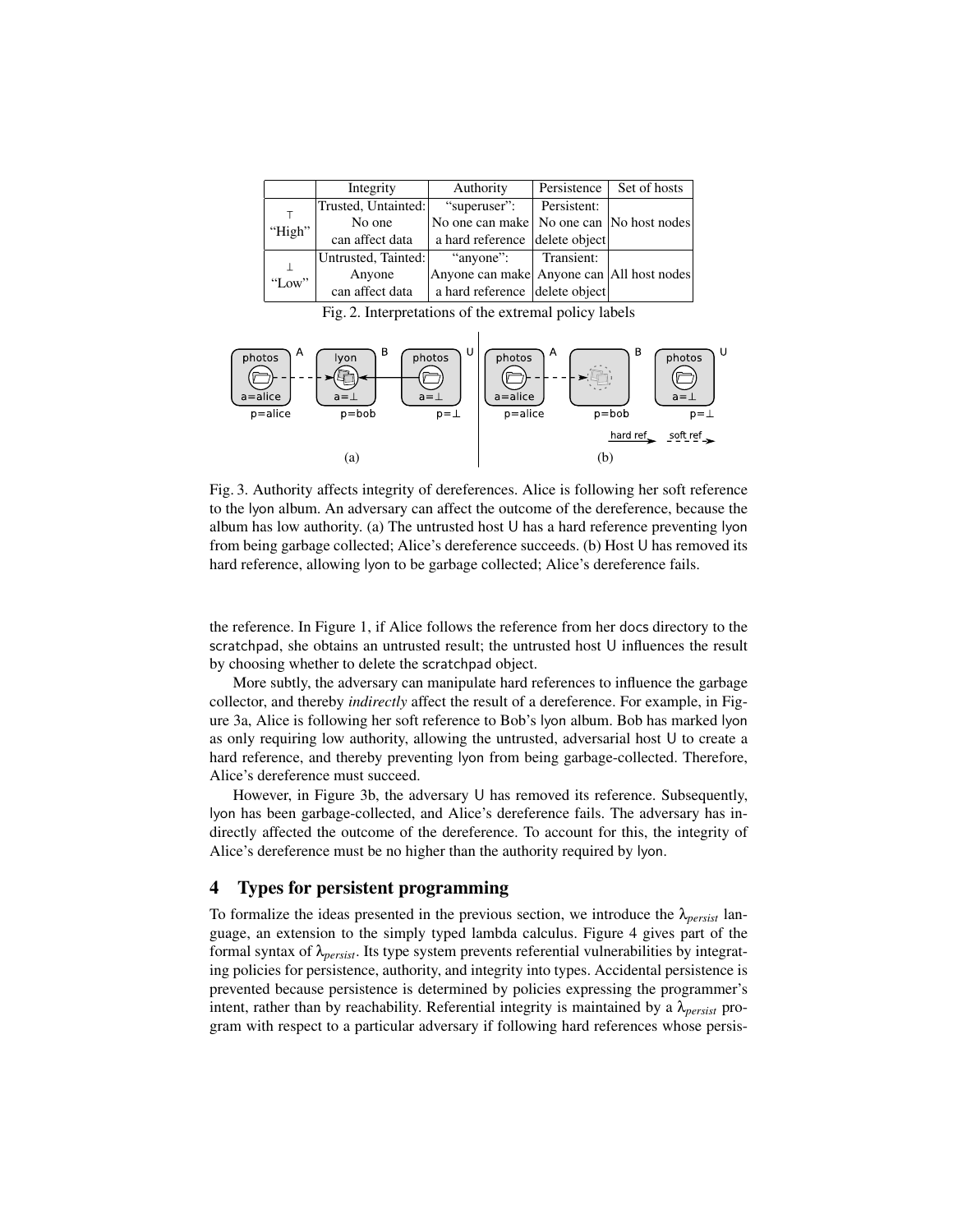|  | Integrity | Authority | Persistence | Set of hosts |
|---|---|---|---|---|
| ⊤ "High" | Trusted, Untainted: No one can affect data | "superuser": No one can make a hard reference | Persistent: No one can delete object | No host nodes |
| ⊥ "Low" | Untrusted, Tainted: Anyone can affect data | "anyone": Anyone can make a hard reference | Transient: Anyone can delete object | All host nodes |

Fig. 2. Interpretations of the extremal policy labels

Fig. 3. Authority affects integrity of dereferences. Alice is following her soft reference to the lyon album. An adversary can affect the outcome of the dereference, because the album has low authority. (a) The untrusted host U has a hard reference preventing lyon from being garbage collected; Alice's dereference succeeds. (b) Host U has removed its hard reference, allowing lyon to be garbage collected; Alice's dereference fails.

the reference. In Figure 1, if Alice follows the reference from her docs directory to the scratchpad, she obtains an untrusted result; the untrusted host U influences the result by choosing whether to delete the scratchpad object.

More subtly, the adversary can manipulate hard references to influence the garbage collector, and thereby *indirectly* affect the result of a dereference. For example, in Figure 3a, Alice is following her soft reference to Bob's lyon album. Bob has marked lyon as only requiring low authority, allowing the untrusted, adversarial host U to create a hard reference, and thereby preventing lyon from being garbage-collected. Therefore, Alice's dereference must succeed.

However, in Figure 3b, the adversary U has removed its reference. Subsequently, lyon has been garbage-collected, and Alice's dereference fails. The adversary has indirectly affected the outcome of the dereference. To account for this, the integrity of Alice's dereference must be no higher than the authority required by lyon.

## 4 Types for persistent programming

To formalize the ideas presented in the previous section, we introduce the $\lambda_{persist}$ language, an extension to the simply typed lambda calculus. Figure 4 gives part of the formal syntax of $\lambda_{persist}$. Its type system prevents referential vulnerabilities by integrating policies for persistence, authority, and integrity into types. Accidental persistence is prevented because persistence is determined by policies expressing the programmer's intent, rather than by reachability. Referential integrity is maintained by a $\lambda_{persist}$ program with respect to a particular adversary if following hard references whose persis-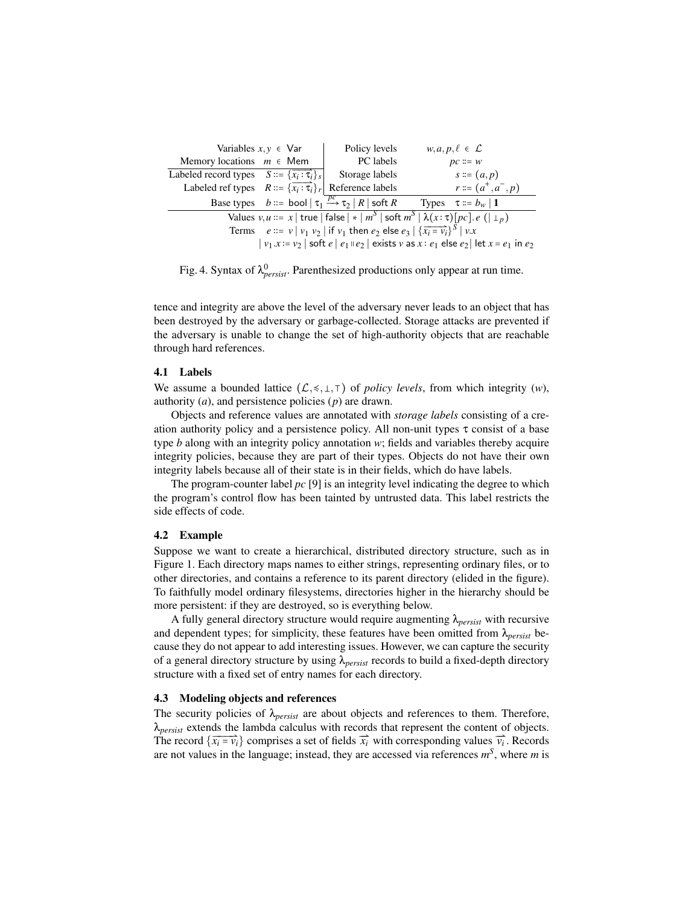| Variables $x, y \in \mathsf{Var}$ | Policy levels $w, a, p, \ell \in \mathcal{L}$ |
|---|---|
| Memory locations $m \in \mathsf{Mem}$ | PC labels $pc ::= w$ |
| Labeled record types $S ::= \{\overrightarrow{x_i : \tau_i}\}_s$ | Storage labels $s ::= (a, p)$ |
| Labeled ref types $R ::= \{\overrightarrow{x_i : \tau_i}\}_r$ | Reference labels $r ::= (a^+, a^-, p)$ |

Base types $b ::= \mathsf{bool} \mid \tau_1 \xrightarrow{pc} \tau_2 \mid R \mid \mathsf{soft}\ R$ Types $\tau ::= b_w \mid \mathbf{1}$

Values $v, u ::= x \mid \mathsf{true} \mid \mathsf{false} \mid * \mid m^S \mid \mathsf{soft}\ m^S \mid \lambda(x:\tau)[pc].\,e \ (\mid \bot_p)$

Terms $e ::= v \mid v_1\ v_2 \mid \mathsf{if}\ v_1\ \mathsf{then}\ e_2\ \mathsf{else}\ e_3 \mid \{\overrightarrow{x_i = v_i}\}^S \mid v.x$
$\mid v_1.x := v_2 \mid \mathsf{soft}\ e \mid e_1 \Vert e_2 \mid \mathsf{exists}\ v\ \mathsf{as}\ x : e_1\ \mathsf{else}\ e_2 \mid \mathsf{let}\ x = e_1\ \mathsf{in}\ e_2$

Fig. 4. Syntax of $\lambda^0_{persist}$. Parenthesized productions only appear at run time.

tence and integrity are above the level of the adversary never leads to an object that has been destroyed by the adversary or garbage-collected. Storage attacks are prevented if the adversary is unable to change the set of high-authority objects that are reachable through hard references.

### 4.1 Labels

We assume a bounded lattice $(\mathcal{L}, \preccurlyeq, \bot, \top)$ of *policy levels*, from which integrity ($w$), authority ($a$), and persistence policies ($p$) are drawn.

Objects and reference values are annotated with *storage labels* consisting of a creation authority policy and a persistence policy. All non-unit types $\tau$ consist of a base type $b$ along with an integrity policy annotation $w$; fields and variables thereby acquire integrity policies, because they are part of their types. Objects do not have their own integrity labels because all of their state is in their fields, which do have labels.

The program-counter label $pc$ [9] is an integrity level indicating the degree to which the program's control flow has been tainted by untrusted data. This label restricts the side effects of code.

### 4.2 Example

Suppose we want to create a hierarchical, distributed directory structure, such as in Figure 1. Each directory maps names to either strings, representing ordinary files, or to other directories, and contains a reference to its parent directory (elided in the figure). To faithfully model ordinary filesystems, directories higher in the hierarchy should be more persistent: if they are destroyed, so is everything below.

A fully general directory structure would require augmenting $\lambda_{persist}$ with recursive and dependent types; for simplicity, these features have been omitted from $\lambda_{persist}$ because they do not appear to add interesting issues. However, we can capture the security of a general directory structure by using $\lambda_{persist}$ records to build a fixed-depth directory structure with a fixed set of entry names for each directory.

### 4.3 Modeling objects and references

The security policies of $\lambda_{persist}$ are about objects and references to them. Therefore, $\lambda_{persist}$ extends the lambda calculus with records that represent the content of objects. The record $\{\overrightarrow{x_i = v_i}\}$ comprises a set of fields $\overrightarrow{x_i}$ with corresponding values $\overrightarrow{v_i}$. Records are not values in the language; instead, they are accessed via references $m^S$, where $m$ is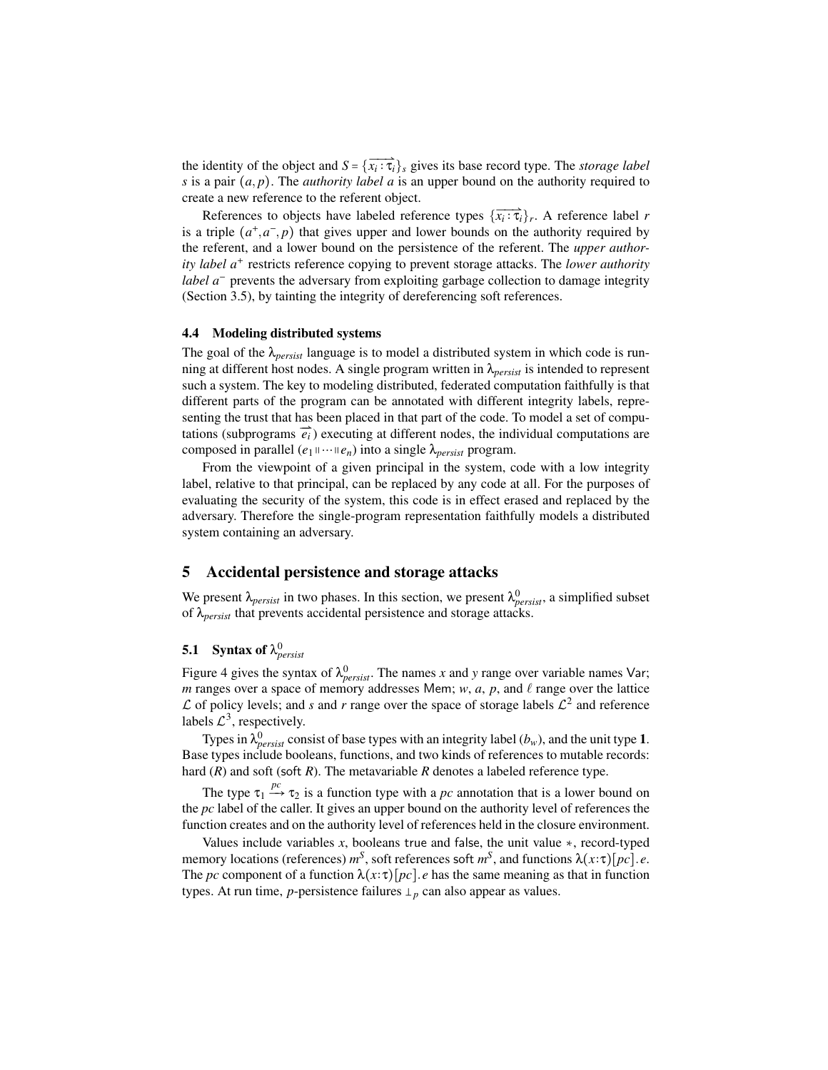the identity of the object and $S = \{\overrightarrow{x_i : \tau_i}\}_s$ gives its base record type. The *storage label* $s$ is a pair $(a, p)$. The *authority label* $a$ is an upper bound on the authority required to create a new reference to the referent object.

References to objects have labeled reference types $\{\overrightarrow{x_i : \tau_i}\}_r$. A reference label $r$ is a triple $(a^+, a^-, p)$ that gives upper and lower bounds on the authority required by the referent, and a lower bound on the persistence of the referent. The *upper authority label* $a^+$ restricts reference copying to prevent storage attacks. The *lower authority label* $a^-$ prevents the adversary from exploiting garbage collection to damage integrity (Section 3.5), by tainting the integrity of dereferencing soft references.

### 4.4 Modeling distributed systems

The goal of the $\lambda_{persist}$ language is to model a distributed system in which code is running at different host nodes. A single program written in $\lambda_{persist}$ is intended to represent such a system. The key to modeling distributed, federated computation faithfully is that different parts of the program can be annotated with different integrity labels, representing the trust that has been placed in that part of the code. To model a set of computations (subprograms $\overrightarrow{e_i}$) executing at different nodes, the individual computations are composed in parallel ($e_1 \parallel \cdots \parallel e_n$) into a single $\lambda_{persist}$ program.

From the viewpoint of a given principal in the system, code with a low integrity label, relative to that principal, can be replaced by any code at all. For the purposes of evaluating the security of the system, this code is in effect erased and replaced by the adversary. Therefore the single-program representation faithfully models a distributed system containing an adversary.

## 5 Accidental persistence and storage attacks

We present $\lambda_{persist}$ in two phases. In this section, we present $\lambda^0_{persist}$, a simplified subset of $\lambda_{persist}$ that prevents accidental persistence and storage attacks.

### 5.1 Syntax of $\lambda^0_{persist}$

Figure 4 gives the syntax of $\lambda^0_{persist}$. The names $x$ and $y$ range over variable names $\mathsf{Var}$; $m$ ranges over a space of memory addresses $\mathsf{Mem}$; $w$, $a$, $p$, and $\ell$ range over the lattice $\mathcal{L}$ of policy levels; and $s$ and $r$ range over the space of storage labels $\mathcal{L}^2$ and reference labels $\mathcal{L}^3$, respectively.

Types in $\lambda^0_{persist}$ consist of base types with an integrity label ($b_w$), and the unit type $\mathbf{1}$. Base types include booleans, functions, and two kinds of references to mutable records: hard ($R$) and soft ($\mathsf{soft}\ R$). The metavariable $R$ denotes a labeled reference type.

The type $\tau_1 \xrightarrow{pc} \tau_2$ is a function type with a $pc$ annotation that is a lower bound on the $pc$ label of the caller. It gives an upper bound on the authority level of references the function creates and on the authority level of references held in the closure environment.

Values include variables $x$, booleans $\mathsf{true}$ and $\mathsf{false}$, the unit value $*$, record-typed memory locations (references) $m^S$, soft references $\mathsf{soft}\ m^S$, and functions $\lambda(x{:}\tau)[pc].e$. The $pc$ component of a function $\lambda(x{:}\tau)[pc].e$ has the same meaning as that in function types. At run time, $p$-persistence failures $\bot_p$ can also appear as values.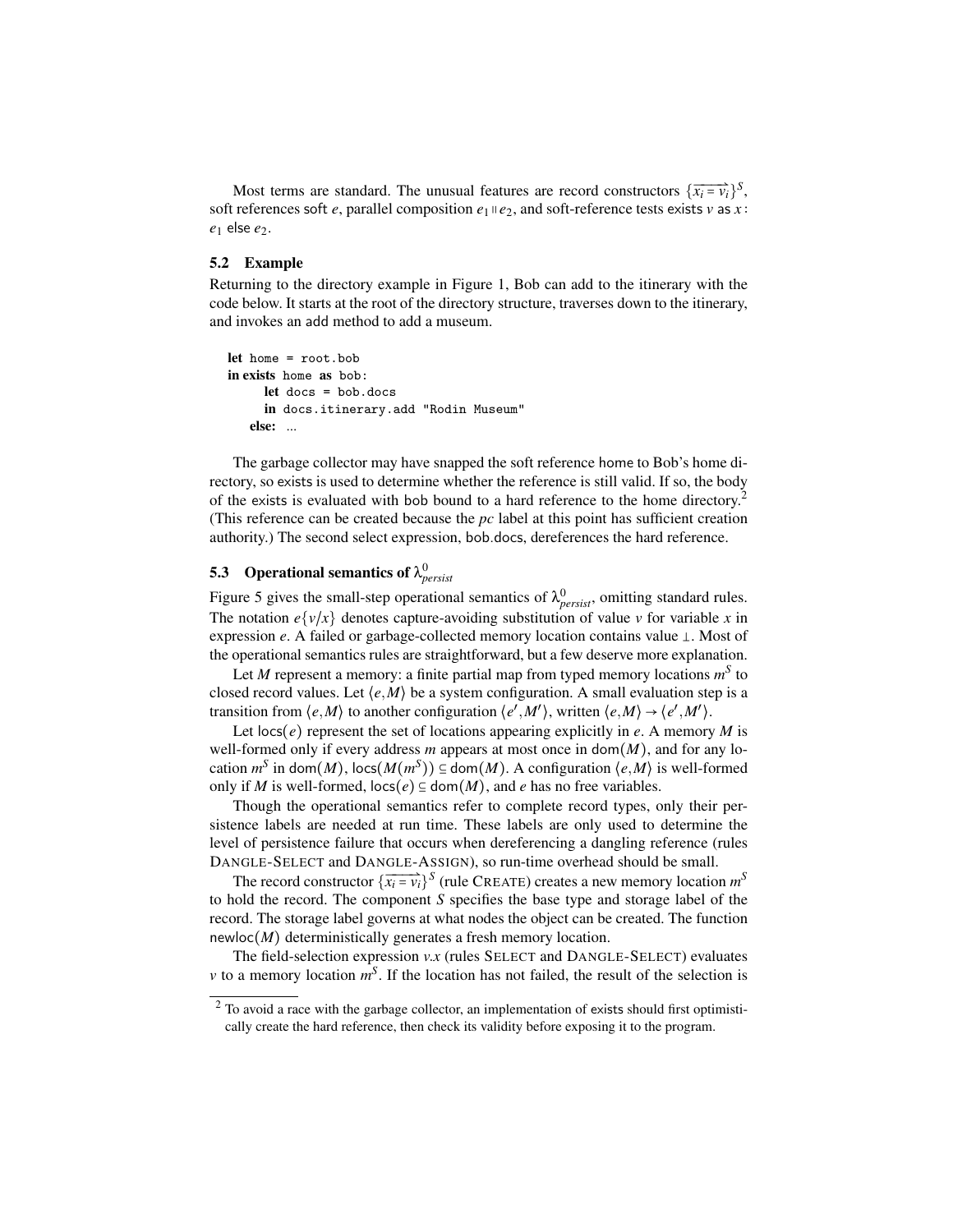Most terms are standard. The unusual features are record constructors $\{\overrightarrow{x_i = v_i}\}^S$, soft references soft $e$, parallel composition $e_1 \parallel e_2$, and soft-reference tests exists $v$ as $x$ : $e_1$ else $e_2$.

### 5.2 Example

Returning to the directory example in Figure 1, Bob can add to the itinerary with the code below. It starts at the root of the directory structure, traverses down to the itinerary, and invokes an add method to add a museum.

```
let home = root.bob
in exists home as bob:
     let docs = bob.docs
     in docs.itinerary.add "Rodin Museum"
   else: ...
```

The garbage collector may have snapped the soft reference home to Bob's home directory, so exists is used to determine whether the reference is still valid. If so, the body of the exists is evaluated with bob bound to a hard reference to the home directory.[2] (This reference can be created because the *pc* label at this point has sufficient creation authority.) The second select expression, bob.docs, dereferences the hard reference.

### 5.3 Operational semantics of $\lambda^0_{persist}$

Figure 5 gives the small-step operational semantics of $\lambda^0_{persist}$, omitting standard rules. The notation $e\{v/x\}$ denotes capture-avoiding substitution of value $v$ for variable $x$ in expression $e$. A failed or garbage-collected memory location contains value $\perp$. Most of the operational semantics rules are straightforward, but a few deserve more explanation.

Let $M$ represent a memory: a finite partial map from typed memory locations $m^S$ to closed record values. Let $\langle e, M\rangle$ be a system configuration. A small evaluation step is a transition from $\langle e, M\rangle$ to another configuration $\langle e', M'\rangle$, written $\langle e, M\rangle \to \langle e', M'\rangle$.

Let $\mathsf{locs}(e)$ represent the set of locations appearing explicitly in $e$. A memory $M$ is well-formed only if every address $m$ appears at most once in $\mathsf{dom}(M)$, and for any location $m^S$ in $\mathsf{dom}(M)$, $\mathsf{locs}(M(m^S)) \subseteq \mathsf{dom}(M)$. A configuration $\langle e, M\rangle$ is well-formed only if $M$ is well-formed, $\mathsf{locs}(e) \subseteq \mathsf{dom}(M)$, and $e$ has no free variables.

Though the operational semantics refer to complete record types, only their persistence labels are needed at run time. These labels are only used to determine the level of persistence failure that occurs when dereferencing a dangling reference (rules DANGLE-SELECT and DANGLE-ASSIGN), so run-time overhead should be small.

The record constructor $\{\overrightarrow{x_i = v_i}\}^S$ (rule CREATE) creates a new memory location $m^S$ to hold the record. The component $S$ specifies the base type and storage label of the record. The storage label governs at what nodes the object can be created. The function $\mathsf{newloc}(M)$ deterministically generates a fresh memory location.

The field-selection expression $v.x$ (rules SELECT and DANGLE-SELECT) evaluates $v$ to a memory location $m^S$. If the location has not failed, the result of the selection is

[2] To avoid a race with the garbage collector, an implementation of exists should first optimistically create the hard reference, then check its validity before exposing it to the program.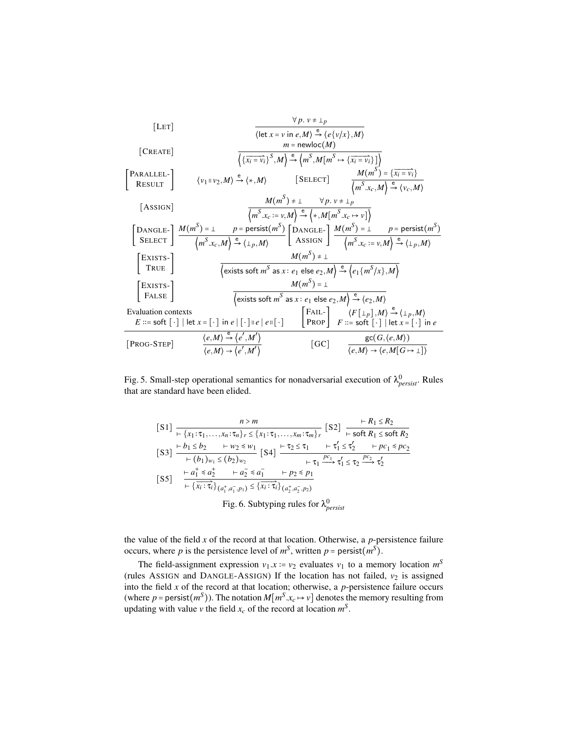$$[\text{LET}] \quad \frac{\forall p.\ v \neq \bot_p}{\langle \mathsf{let}\ x = v\ \mathsf{in}\ e, M\rangle \xrightarrow{\mathsf{e}} \langle e\{v/x\}, M\rangle}$$

$$[\text{CREATE}] \quad \frac{m = \mathsf{newloc}(M)}{\left\langle \{\overrightarrow{x_i = v_i}\}^S, M\right\rangle \xrightarrow{\mathsf{e}} \left\langle m^S, M[m^S \mapsto \{\overrightarrow{x_i = v_i}\}]\right\rangle}$$

$$\begin{bmatrix}\text{PARALLEL-}\\ \text{RESULT}\end{bmatrix} \quad \langle v_1 \parallel v_2, M\rangle \xrightarrow{\mathsf{e}} \langle *, M\rangle \qquad [\text{SELECT}] \quad \frac{M(m^S) = \{\overrightarrow{x_i = v_i}\}}{\left\langle m^S.x_c, M\right\rangle \xrightarrow{\mathsf{e}} \langle v_c, M\rangle}$$

$$[\text{ASSIGN}] \quad \frac{M(m^S) \neq \bot \qquad \forall p.\ v \neq \bot_p}{\left\langle m^S.x_c := v, M\right\rangle \xrightarrow{\mathsf{e}} \left\langle *, M[m^S.x_c \mapsto v]\right\rangle}$$

$$\begin{bmatrix}\text{DANGLE-}\\ \text{SELECT}\end{bmatrix} \frac{M(m^S) = \bot \qquad p = \mathsf{persist}(m^S)}{\left\langle m^S.x_c, M\right\rangle \xrightarrow{\mathsf{e}} \langle \bot_p, M\rangle} \begin{bmatrix}\text{DANGLE-}\\ \text{ASSIGN}\end{bmatrix} \frac{M(m^S) = \bot \qquad p = \mathsf{persist}(m^S)}{\left\langle m^S.x_c := v, M\right\rangle \xrightarrow{\mathsf{e}} \langle \bot_p, M\rangle}$$

$$\begin{bmatrix}\text{EXISTS-}\\ \text{TRUE}\end{bmatrix} \quad \frac{M(m^S) \neq \bot}{\left\langle \mathsf{exists\ soft}\ m^S\ \mathsf{as}\ x\colon e_1\ \mathsf{else}\ e_2, M\right\rangle \xrightarrow{\mathsf{e}} \left\langle e_1\{m^S/x\}, M\right\rangle}$$

$$\begin{bmatrix}\text{EXISTS-}\\ \text{FALSE}\end{bmatrix} \quad \frac{M(m^S) = \bot}{\left\langle \mathsf{exists\ soft}\ m^S\ \mathsf{as}\ x\colon e_1\ \mathsf{else}\ e_2, M\right\rangle \xrightarrow{\mathsf{e}} \langle e_2, M\rangle}$$

Evaluation contexts
$E ::= \mathsf{soft}\ [\cdot] \mid \mathsf{let}\ x = [\cdot]\ \mathsf{in}\ e \mid [\cdot] \parallel e \mid e \parallel [\cdot]$

$$\begin{bmatrix}\text{FAIL-}\\ \text{PROP}\end{bmatrix} \quad \langle F[\bot_p], M\rangle \xrightarrow{\mathsf{e}} \langle \bot_p, M\rangle \qquad F ::= \mathsf{soft}\ [\cdot] \mid \mathsf{let}\ x = [\cdot]\ \mathsf{in}\ e$$

$$[\text{PROG-STEP}] \quad \frac{\langle e, M\rangle \xrightarrow{\mathsf{e}} \langle e', M'\rangle}{\langle e, M\rangle \rightarrow \langle e', M'\rangle} \qquad [\text{GC}] \quad \frac{\mathsf{gc}(G, \langle e, M\rangle)}{\langle e, M\rangle \rightarrow \langle e, M[G \mapsto \bot]\rangle}$$

Fig. 5. Small-step operational semantics for nonadversarial execution of $\lambda^0_{persist}$. Rules that are standard have been elided.

$$[\text{S1}] \quad \frac{n > m}{\vdash \{x_1\colon\tau_1, \ldots, x_n\colon\tau_n\}_r \leq \{x_1\colon\tau_1, \ldots, x_m\colon\tau_m\}_r} \qquad [\text{S2}] \quad \frac{\vdash R_1 \leq R_2}{\vdash \mathsf{soft}\ R_1 \leq \mathsf{soft}\ R_2}$$

$$[\text{S3}] \quad \frac{\vdash b_1 \leq b_2 \qquad \vdash w_2 \preccurlyeq w_1}{\vdash (b_1)_{w_1} \leq (b_2)_{w_2}} \qquad [\text{S4}] \quad \frac{\vdash \tau_2 \leq \tau_1 \qquad \vdash \tau_1' \leq \tau_2' \qquad \vdash pc_1 \preccurlyeq pc_2}{\vdash \tau_1 \xrightarrow{pc_1} \tau_1' \leq \tau_2 \xrightarrow{pc_2} \tau_2'}$$

$$[\text{S5}] \quad \frac{\vdash a_1^+ \preccurlyeq a_2^+ \qquad \vdash a_2^- \preccurlyeq a_1^- \qquad \vdash p_2 \preccurlyeq p_1}{\vdash \{\overrightarrow{x_i : \tau_i}\}_{(a_1^+, a_1^-, p_1)} \leq \{\overrightarrow{x_i : \tau_i}\}_{(a_2^+, a_2^-, p_2)}}$$

Fig. 6. Subtyping rules for $\lambda^0_{persist}$

the value of the field $x$ of the record at that location. Otherwise, a $p$-persistence failure occurs, where $p$ is the persistence level of $m^S$, written $p = \mathsf{persist}(m^S)$.

The field-assignment expression $v_1.x := v_2$ evaluates $v_1$ to a memory location $m^S$ (rules ASSIGN and DANGLE-ASSIGN) If the location has not failed, $v_2$ is assigned into the field $x$ of the record at that location; otherwise, a $p$-persistence failure occurs (where $p = \mathsf{persist}(m^S)$). The notation $M[m^S.x_c \mapsto v]$ denotes the memory resulting from updating with value $v$ the field $x_c$ of the record at location $m^S$.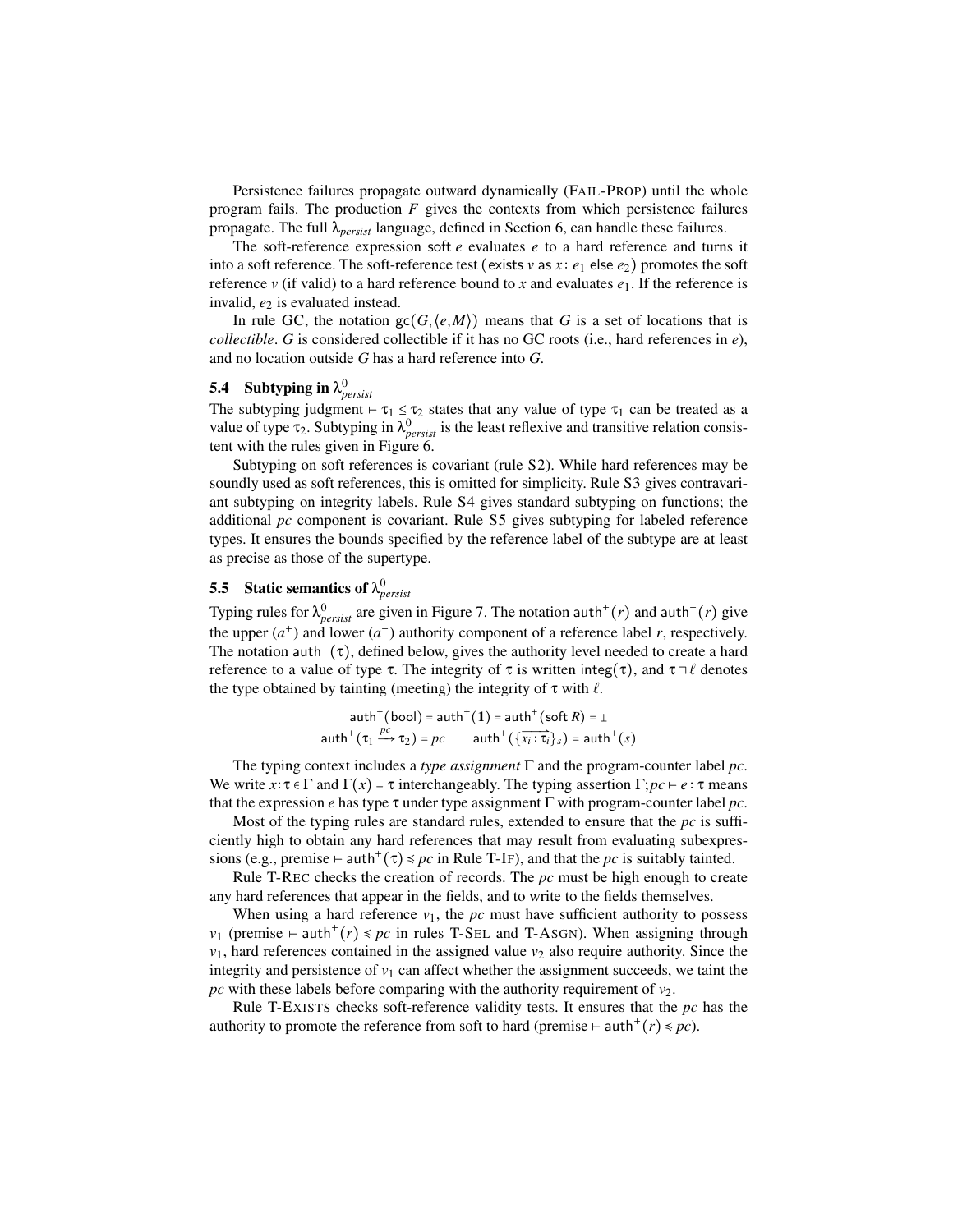Persistence failures propagate outward dynamically (FAIL-PROP) until the whole program fails. The production $F$ gives the contexts from which persistence failures propagate. The full $\lambda_{persist}$ language, defined in Section 6, can handle these failures.

The soft-reference expression $\mathsf{soft}\ e$ evaluates $e$ to a hard reference and turns it into a soft reference. The soft-reference test $(\mathsf{exists}\ v\ \mathsf{as}\ x{:}\ e_1\ \mathsf{else}\ e_2)$ promotes the soft reference $v$ (if valid) to a hard reference bound to $x$ and evaluates $e_1$. If the reference is invalid, $e_2$ is evaluated instead.

In rule GC, the notation $\mathsf{gc}(G, \langle e, M\rangle)$ means that $G$ is a set of locations that is *collectible*. $G$ is considered collectible if it has no GC roots (i.e., hard references in $e$), and no location outside $G$ has a hard reference into $G$.

### 5.4 Subtyping in $\lambda^0_{persist}$

The subtyping judgment $\vdash \tau_1 \leq \tau_2$ states that any value of type $\tau_1$ can be treated as a value of type $\tau_2$. Subtyping in $\lambda^0_{persist}$ is the least reflexive and transitive relation consistent with the rules given in Figure 6.

Subtyping on soft references is covariant (rule S2). While hard references may be soundly used as soft references, this is omitted for simplicity. Rule S3 gives contravariant subtyping on integrity labels. Rule S4 gives standard subtyping on functions; the additional $pc$ component is covariant. Rule S5 gives subtyping for labeled reference types. It ensures the bounds specified by the reference label of the subtype are at least as precise as those of the supertype.

### 5.5 Static semantics of $\lambda^0_{persist}$

Typing rules for $\lambda^0_{persist}$ are given in Figure 7. The notation $\mathsf{auth}^+(r)$ and $\mathsf{auth}^-(r)$ give the upper ($a^+$) and lower ($a^-$) authority component of a reference label $r$, respectively. The notation $\mathsf{auth}^+(\tau)$, defined below, gives the authority level needed to create a hard reference to a value of type $\tau$. The integrity of $\tau$ is written $\mathsf{integ}(\tau)$, and $\tau \sqcap \ell$ denotes the type obtained by tainting (meeting) the integrity of $\tau$ with $\ell$.

$$\mathsf{auth}^+(\mathsf{bool}) = \mathsf{auth}^+(\mathbf{1}) = \mathsf{auth}^+(\mathsf{soft}\ R) = \bot$$
$$\mathsf{auth}^+(\tau_1 \xrightarrow{pc} \tau_2) = pc \qquad \mathsf{auth}^+(\{\overrightarrow{x_i : \tau_i}\}_s) = \mathsf{auth}^+(s)$$

The typing context includes a *type assignment* $\Gamma$ and the program-counter label $pc$. We write $x{:}\tau \in \Gamma$ and $\Gamma(x) = \tau$ interchangeably. The typing assertion $\Gamma; pc \vdash e : \tau$ means that the expression $e$ has type $\tau$ under type assignment $\Gamma$ with program-counter label $pc$.

Most of the typing rules are standard rules, extended to ensure that the $pc$ is sufficiently high to obtain any hard references that may result from evaluating subexpressions (e.g., premise $\vdash \mathsf{auth}^+(\tau) \leqslant pc$ in Rule T-IF), and that the $pc$ is suitably tainted.

Rule T-REC checks the creation of records. The $pc$ must be high enough to create any hard references that appear in the fields, and to write to the fields themselves.

When using a hard reference $v_1$, the $pc$ must have sufficient authority to possess $v_1$ (premise $\vdash \mathsf{auth}^+(r) \leqslant pc$ in rules T-SEL and T-ASGN). When assigning through $v_1$, hard references contained in the assigned value $v_2$ also require authority. Since the integrity and persistence of $v_1$ can affect whether the assignment succeeds, we taint the $pc$ with these labels before comparing with the authority requirement of $v_2$.

Rule T-EXISTS checks soft-reference validity tests. It ensures that the $pc$ has the authority to promote the reference from soft to hard (premise $\vdash \mathsf{auth}^+(r) \leqslant pc$).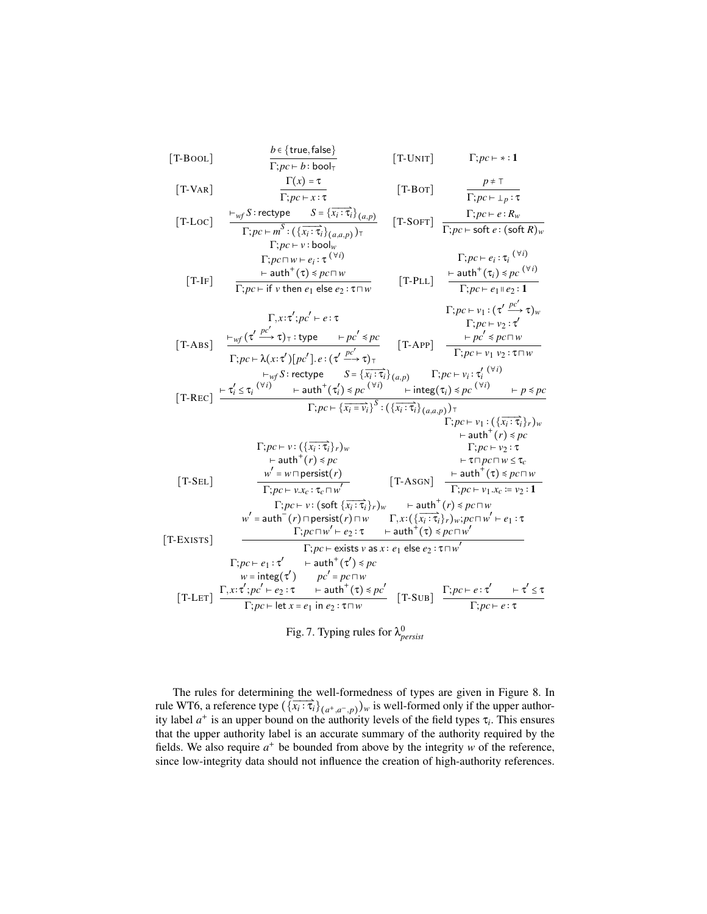$$[\text{T-Bool}] \quad \frac{b \in \{\mathsf{true}, \mathsf{false}\}}{\Gamma; pc \vdash b : \mathsf{bool}_\top} \qquad [\text{T-Unit}] \quad \Gamma; pc \vdash * : \mathbf{1}$$

$$[\text{T-Var}] \quad \frac{\Gamma(x) = \tau}{\Gamma; pc \vdash x : \tau} \qquad [\text{T-Bot}] \quad \frac{p \neq \top}{\Gamma; pc \vdash \bot_p : \tau}$$

$$[\text{T-Loc}] \quad \frac{\vdash_{wf} S : \mathsf{rectype} \qquad S = \{\overrightarrow{x_i : \tau_i}\}_{(a,p)}}{\Gamma; pc \vdash m^S : (\{\overrightarrow{x_i : \tau_i}\}_{(a,a,p)})_\top} \qquad [\text{T-Soft}] \quad \frac{\Gamma; pc \vdash e : R_w}{\Gamma; pc \vdash \mathsf{soft}\ e : (\mathsf{soft}\ R)_w}$$

$$[\text{T-If}] \quad \frac{\Gamma; pc \vdash v : \mathsf{bool}_w \qquad \Gamma; pc \sqcap w \vdash e_i : \tau\ ^{(\forall i)} \qquad \vdash \mathsf{auth}^+(\tau) \preccurlyeq pc \sqcap w}{\Gamma; pc \vdash \mathsf{if}\ v\ \mathsf{then}\ e_1\ \mathsf{else}\ e_2 : \tau \sqcap w} \qquad [\text{T-Pll}] \quad \frac{\Gamma; pc \vdash e_i : \tau_i\ ^{(\forall i)} \qquad \vdash \mathsf{auth}^+(\tau_i) \preccurlyeq pc\ ^{(\forall i)}}{\Gamma; pc \vdash e_1 \parallel e_2 : \mathbf{1}}$$

$$[\text{T-Abs}] \quad \frac{\Gamma, x : \tau'; pc' \vdash e : \tau \qquad \vdash_{wf} (\tau' \xrightarrow{pc'} \tau)_\top : \mathsf{type} \qquad \vdash pc' \preccurlyeq pc}{\Gamma; pc \vdash \lambda(x : \tau')[pc'].\, e : (\tau' \xrightarrow{pc'} \tau)_\top} \qquad [\text{T-App}] \quad \frac{\Gamma; pc \vdash v_1 : (\tau' \xrightarrow{pc'} \tau)_w \qquad \Gamma; pc \vdash v_2 : \tau' \qquad \vdash pc' \preccurlyeq pc \sqcap w}{\Gamma; pc \vdash v_1\ v_2 : \tau \sqcap w}$$

$$[\text{T-Rec}] \quad \frac{\vdash_{wf} S : \mathsf{rectype} \qquad S = \{\overrightarrow{x_i : \tau_i}\}_{(a,p)} \qquad \Gamma; pc \vdash v_i : \tau'_i\ ^{(\forall i)} \qquad \vdash \tau'_i \leq \tau_i\ ^{(\forall i)} \qquad \vdash \mathsf{auth}^+(\tau'_i) \preccurlyeq pc\ ^{(\forall i)} \qquad \vdash \mathsf{integ}(\tau_i) \preccurlyeq pc\ ^{(\forall i)} \qquad \vdash p \preccurlyeq pc}{\Gamma; pc \vdash \{\overrightarrow{x_i = v_i}\}^S : (\{\overrightarrow{x_i : \tau_i}\}_{(a,a,p)})_\top}$$

$$[\text{T-Sel}] \quad \frac{\Gamma; pc \vdash v : (\{\overrightarrow{x_i : \tau_i}\}_r)_w \qquad \vdash \mathsf{auth}^+(r) \preccurlyeq pc \qquad w' = w \sqcap \mathsf{persist}(r)}{\Gamma; pc \vdash v.x_c : \tau_c \sqcap w'} \qquad [\text{T-Asgn}] \quad \frac{\Gamma; pc \vdash v_1 : (\{\overrightarrow{x_i : \tau_i}\}_r)_w \qquad \vdash \mathsf{auth}^+(r) \preccurlyeq pc \qquad \Gamma; pc \vdash v_2 : \tau \qquad \vdash \tau \sqcap pc \sqcap w \leq \tau_c \qquad \vdash \mathsf{auth}^+(\tau) \preccurlyeq pc \sqcap w}{\Gamma; pc \vdash v_1.x_c := v_2 : \mathbf{1}}$$

$$[\text{T-Exists}] \quad \frac{\begin{array}{c}\Gamma; pc \vdash v : (\mathsf{soft}\ \{\overrightarrow{x_i : \tau_i}\}_r)_w \qquad \vdash \mathsf{auth}^+(r) \preccurlyeq pc \sqcap w \\ w' = \mathsf{auth}^-(r) \sqcap \mathsf{persist}(r) \sqcap w \qquad \Gamma, x : (\{\overrightarrow{x_i : \tau_i}\}_r)_w; pc \sqcap w' \vdash e_1 : \tau \\ \Gamma; pc \sqcap w' \vdash e_2 : \tau \qquad \vdash \mathsf{auth}^+(\tau) \preccurlyeq pc \sqcap w'\end{array}}{\Gamma; pc \vdash \mathsf{exists}\ v\ \mathsf{as}\ x : e_1\ \mathsf{else}\ e_2 : \tau \sqcap w'}$$

$$[\text{T-Let}] \quad \frac{\Gamma; pc \vdash e_1 : \tau' \qquad \vdash \mathsf{auth}^+(\tau') \preccurlyeq pc \qquad w = \mathsf{integ}(\tau') \qquad pc' = pc \sqcap w \qquad \Gamma, x : \tau'; pc' \vdash e_2 : \tau \qquad \vdash \mathsf{auth}^+(\tau) \preccurlyeq pc'}{\Gamma; pc \vdash \mathsf{let}\ x = e_1\ \mathsf{in}\ e_2 : \tau \sqcap w} \qquad [\text{T-Sub}] \quad \frac{\Gamma; pc \vdash e : \tau' \qquad \vdash \tau' \leq \tau}{\Gamma; pc \vdash e : \tau}$$

Fig. 7. Typing rules for $\lambda^0_{persist}$

The rules for determining the well-formedness of types are given in Figure 8. In rule WT6, a reference type $(\{\overrightarrow{x_i : \tau_i}\}_{(a^+, a^-, p)})_w$ is well-formed only if the upper authority label $a^+$ is an upper bound on the authority levels of the field types $\tau_i$. This ensures that the upper authority label is an accurate summary of the authority required by the fields. We also require $a^+$ be bounded from above by the integrity $w$ of the reference, since low-integrity data should not influence the creation of high-authority references.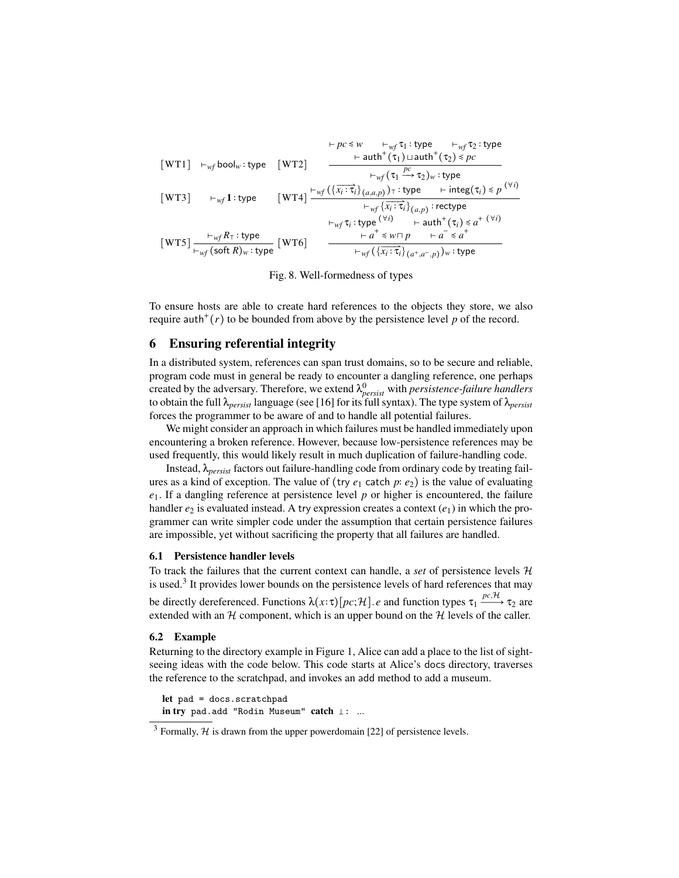$$[\text{WT1}] \quad \vdash_{wf} \mathsf{bool}_w : \mathsf{type} \qquad [\text{WT2}] \quad \frac{\vdash pc \preccurlyeq w \quad \vdash_{wf} \tau_1 : \mathsf{type} \quad \vdash_{wf} \tau_2 : \mathsf{type} \quad \vdash \mathsf{auth}^+(\tau_1) \sqcup \mathsf{auth}^+(\tau_2) \preccurlyeq pc}{\vdash_{wf} (\tau_1 \xrightarrow{pc} \tau_2)_w : \mathsf{type}}$$

$$[\text{WT3}] \quad \vdash_{wf} \mathbf{1} : \mathsf{type} \qquad [\text{WT4}] \quad \frac{\vdash_{wf} (\{\overrightarrow{x_i : \tau_i}\}_{(a,a,p)})_\top : \mathsf{type} \quad \vdash \mathsf{integ}(\tau_i) \preccurlyeq p \ ^{(\forall i)}}{\vdash_{wf} \{\overrightarrow{x_i : \tau_i}\}_{(a,p)} : \mathsf{rectype}}$$

$$[\text{WT5}] \quad \frac{\vdash_{wf} R_\top : \mathsf{type}}{\vdash_{wf} (\mathsf{soft}\ R)_w : \mathsf{type}} \qquad [\text{WT6}] \quad \frac{\vdash_{wf} \tau_i : \mathsf{type}\ ^{(\forall i)} \quad \vdash \mathsf{auth}^+(\tau_i) \preccurlyeq a^+\ ^{(\forall i)} \quad \vdash a^+ \preccurlyeq w \sqcap p \quad \vdash a^- \preccurlyeq a^+}{\vdash_{wf} (\{\overrightarrow{x_i : \tau_i}\}_{(a^+,a^-,p)})_w : \mathsf{type}}$$

Fig. 8. Well-formedness of types

To ensure hosts are able to create hard references to the objects they store, we also require $\mathsf{auth}^+(r)$ to be bounded from above by the persistence level $p$ of the record.

# 6 Ensuring referential integrity

In a distributed system, references can span trust domains, so to be secure and reliable, program code must in general be ready to encounter a dangling reference, one perhaps created by the adversary. Therefore, we extend $\lambda^0_{persist}$ with *persistence-failure handlers* to obtain the full $\lambda_{persist}$ language (see [16] for its full syntax). The type system of $\lambda_{persist}$ forces the programmer to be aware of and to handle all potential failures.

We might consider an approach in which failures must be handled immediately upon encountering a broken reference. However, because low-persistence references may be used frequently, this would likely result in much duplication of failure-handling code.

Instead, $\lambda_{persist}$ factors out failure-handling code from ordinary code by treating failures as a kind of exception. The value of (try $e_1$ catch $p$: $e_2$) is the value of evaluating $e_1$. If a dangling reference at persistence level $p$ or higher is encountered, the failure handler $e_2$ is evaluated instead. A try expression creates a context ($e_1$) in which the programmer can write simpler code under the assumption that certain persistence failures are impossible, yet without sacrificing the property that all failures are handled.

## 6.1 Persistence handler levels

To track the failures that the current context can handle, a *set* of persistence levels $\mathcal{H}$ is used.[3] It provides lower bounds on the persistence levels of hard references that may be directly dereferenced. Functions $\lambda(x{:}\tau)[pc;\mathcal{H}].\,e$ and function types $\tau_1 \xrightarrow{pc,\mathcal{H}} \tau_2$ are extended with an $\mathcal{H}$ component, which is an upper bound on the $\mathcal{H}$ levels of the caller.

## 6.2 Example

Returning to the directory example in Figure 1, Alice can add a place to the list of sightseeing ideas with the code below. This code starts at Alice's docs directory, traverses the reference to the scratchpad, and invokes an add method to add a museum.

```
let pad = docs.scratchpad
in try pad.add "Rodin Museum" catch ⊥: ...
```

[3] Formally, $\mathcal{H}$ is drawn from the upper powerdomain [22] of persistence levels.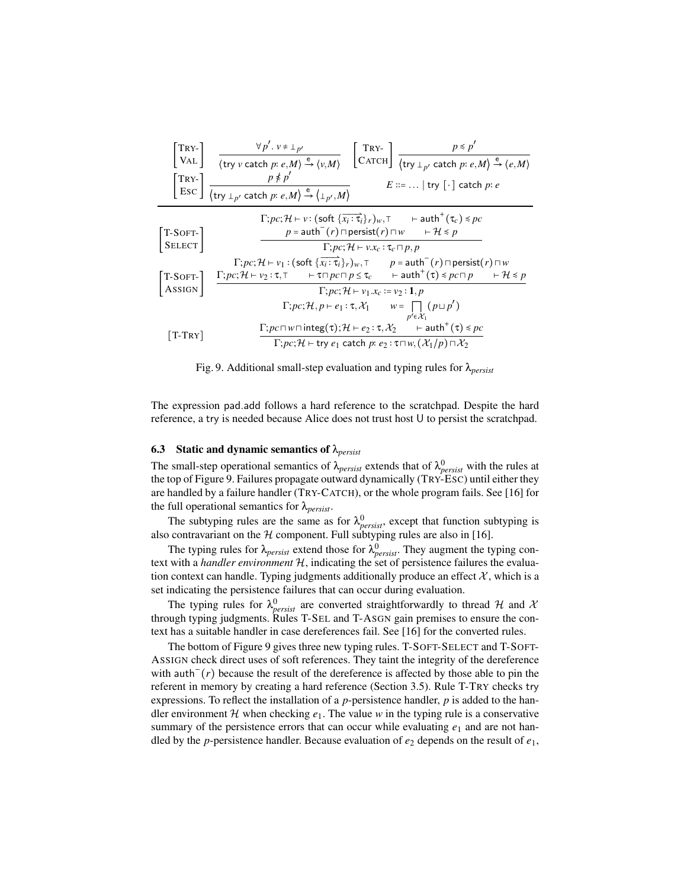$$\left[\begin{array}{l}\text{TRY-}\\\text{VAL}\end{array}\right] \frac{\forall p'.\ v \neq \bot_{p'}}{\langle \mathsf{try}\ v\ \mathsf{catch}\ p\colon e, M\rangle \xrightarrow{\mathsf{e}} \langle v, M\rangle} \qquad \left[\begin{array}{l}\text{TRY-}\\\text{CATCH}\end{array}\right] \frac{p \preccurlyeq p'}{\langle \mathsf{try}\ \bot_{p'}\ \mathsf{catch}\ p\colon e, M\rangle \xrightarrow{\mathsf{e}} \langle e, M\rangle}$$

$$\left[\begin{array}{l}\text{TRY-}\\\text{ESC}\end{array}\right] \frac{p \not\preccurlyeq p'}{\langle \mathsf{try}\ \bot_{p'}\ \mathsf{catch}\ p\colon e, M\rangle \xrightarrow{\mathsf{e}} \langle \bot_{p'}, M\rangle} \qquad E ::= \ldots \mid \mathsf{try}\ [\cdot]\ \mathsf{catch}\ p\colon e$$

$$\left[\begin{array}{l}\text{T-SOFT-}\\\text{SELECT}\end{array}\right] \frac{\Gamma; pc; \mathcal{H} \vdash v : (\mathsf{soft}\ \{\overrightarrow{x_i : \tau_i}\}_r)_w, \top \qquad \vdash \mathsf{auth}^+(\tau_c) \preccurlyeq pc \qquad p = \mathsf{auth}^-(r) \sqcap \mathsf{persist}(r) \sqcap w \qquad \vdash \mathcal{H} \preccurlyeq p}{\Gamma; pc; \mathcal{H} \vdash v.x_c : \tau_c \sqcap p, p}$$

$$\left[\begin{array}{l}\text{T-SOFT-}\\\text{ASSIGN}\end{array}\right] \frac{\begin{array}{c}\Gamma; pc; \mathcal{H} \vdash v_1 : (\mathsf{soft}\ \{\overrightarrow{x_i : \tau_i}\}_r)_w, \top \qquad p = \mathsf{auth}^-(r) \sqcap \mathsf{persist}(r) \sqcap w\\ \Gamma; pc; \mathcal{H} \vdash v_2 : \tau, \top \qquad \vdash \tau \sqcap pc \sqcap p \leq \tau_c \qquad \vdash \mathsf{auth}^+(\tau) \preccurlyeq pc \sqcap p \qquad \vdash \mathcal{H} \preccurlyeq p\end{array}}{\Gamma; pc; \mathcal{H} \vdash v_1.x_c := v_2 : \mathbf{1}, p}$$

$$[\text{T-TRY}] \frac{\begin{array}{c}\Gamma; pc; \mathcal{H}, p \vdash e_1 : \tau, \mathcal{X}_1 \qquad w = \bigsqcap_{p' \in \mathcal{X}_1} (p \sqcup p')\\ \Gamma; pc \sqcap w \sqcap \mathsf{integ}(\tau); \mathcal{H} \vdash e_2 : \tau, \mathcal{X}_2 \qquad \vdash \mathsf{auth}^+(\tau) \preccurlyeq pc\end{array}}{\Gamma; pc; \mathcal{H} \vdash \mathsf{try}\ e_1\ \mathsf{catch}\ p\colon e_2 : \tau \sqcap w, (\mathcal{X}_1/p) \sqcap \mathcal{X}_2}$$

Fig. 9. Additional small-step evaluation and typing rules for $\lambda_{persist}$

The expression pad.add follows a hard reference to the scratchpad. Despite the hard reference, a try is needed because Alice does not trust host U to persist the scratchpad.

### 6.3 Static and dynamic semantics of $\lambda_{persist}$

The small-step operational semantics of $\lambda_{persist}$ extends that of $\lambda^0_{persist}$ with the rules at the top of Figure 9. Failures propagate outward dynamically (TRY-ESC) until either they are handled by a failure handler (TRY-CATCH), or the whole program fails. See [16] for the full operational semantics for $\lambda_{persist}$.

The subtyping rules are the same as for $\lambda^0_{persist}$, except that function subtyping is also contravariant on the $\mathcal{H}$ component. Full subtyping rules are also in [16].

The typing rules for $\lambda_{persist}$ extend those for $\lambda^0_{persist}$. They augment the typing context with a *handler environment* $\mathcal{H}$, indicating the set of persistence failures the evaluation context can handle. Typing judgments additionally produce an effect $\mathcal{X}$, which is a set indicating the persistence failures that can occur during evaluation.

The typing rules for $\lambda^0_{persist}$ are converted straightforwardly to thread $\mathcal{H}$ and $\mathcal{X}$ through typing judgments. Rules T-SEL and T-ASGN gain premises to ensure the context has a suitable handler in case dereferences fail. See [16] for the converted rules.

The bottom of Figure 9 gives three new typing rules. T-SOFT-SELECT and T-SOFT-ASSIGN check direct uses of soft references. They taint the integrity of the dereference with $\mathsf{auth}^-(r)$ because the result of the dereference is affected by those able to pin the referent in memory by creating a hard reference (Section 3.5). Rule T-TRY checks try expressions. To reflect the installation of a $p$-persistence handler, $p$ is added to the handler environment $\mathcal{H}$ when checking $e_1$. The value $w$ in the typing rule is a conservative summary of the persistence errors that can occur while evaluating $e_1$ and are not handled by the $p$-persistence handler. Because evaluation of $e_2$ depends on the result of $e_1$,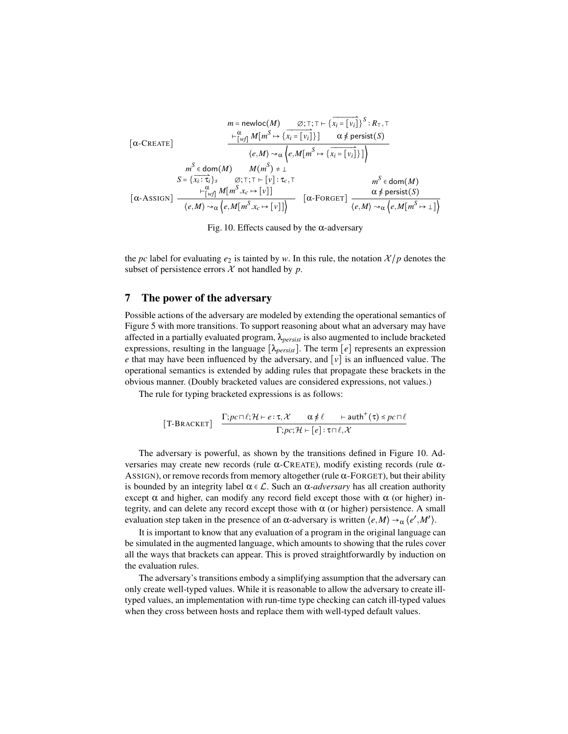$$[\alpha\text{-CREATE}] \quad \frac{m = \mathsf{newloc}(M) \qquad \varnothing;\top;\top \vdash \{\overrightarrow{x_i = [v_i]}\}^S : R_\top, \top \qquad \vdash^{\alpha}_{[wf]} M[m^S \mapsto \{\overrightarrow{x_i = [v_i]}\}] \qquad \alpha \nleq \mathsf{persist}(S)}{\langle e, M\rangle \rightsquigarrow_\alpha \left\langle e, M[m^S \mapsto \{\overrightarrow{x_i = [v_i]}\}]\right\rangle}$$

$$[\alpha\text{-ASSIGN}] \quad \frac{m^S \in \mathsf{dom}(M) \qquad M(m^S) \neq \bot \qquad S = \{\overrightarrow{x_i : \tau_i}\}_s \qquad \varnothing;\top;\top \vdash [v] : \tau_c, \top \qquad \vdash^{\alpha}_{[wf]} M[m^S.x_c \mapsto [v]]}{\langle e, M\rangle \rightsquigarrow_\alpha \left\langle e, M[m^S.x_c \mapsto [v]]\right\rangle}$$

$$[\alpha\text{-FORGET}] \quad \frac{m^S \in \mathsf{dom}(M) \qquad \alpha \nleq \mathsf{persist}(S)}{\langle e, M\rangle \rightsquigarrow_\alpha \left\langle e, M[m^S \mapsto \bot]\right\rangle}$$

Fig. 10. Effects caused by the $\alpha$-adversary

the *pc* label for evaluating $e_2$ is tainted by $w$. In this rule, the notation $\mathcal{X}/p$ denotes the subset of persistence errors $\mathcal{X}$ not handled by $p$.

## 7 The power of the adversary

Possible actions of the adversary are modeled by extending the operational semantics of Figure 5 with more transitions. To support reasoning about what an adversary may have affected in a partially evaluated program, $\lambda_{persist}$ is also augmented to include bracketed expressions, resulting in the language $[\lambda_{persist}]$. The term $[e]$ represents an expression $e$ that may have been influenced by the adversary, and $[v]$ is an influenced value. The operational semantics is extended by adding rules that propagate these brackets in the obvious manner. (Doubly bracketed values are considered expressions, not values.)

The rule for typing bracketed expressions is as follows:

$$[\text{T-BRACKET}] \quad \frac{\Gamma; pc \sqcap \ell; \mathcal{H} \vdash e : \tau, \mathcal{X} \qquad \alpha \nleq \ell \qquad \vdash \mathsf{auth}^+(\tau) \leq pc \sqcap \ell}{\Gamma; pc; \mathcal{H} \vdash [e] : \tau \sqcap \ell, \mathcal{X}}$$

The adversary is powerful, as shown by the transitions defined in Figure 10. Adversaries may create new records (rule $\alpha$-CREATE), modify existing records (rule $\alpha$-ASSIGN), or remove records from memory altogether (rule $\alpha$-FORGET), but their ability is bounded by an integrity label $\alpha \in \mathcal{L}$. Such an *$\alpha$-adversary* has all creation authority except $\alpha$ and higher, can modify any record field except those with $\alpha$ (or higher) integrity, and can delete any record except those with $\alpha$ (or higher) persistence. A small evaluation step taken in the presence of an $\alpha$-adversary is written $\langle e, M\rangle \rightarrow_\alpha \langle e', M'\rangle$.

It is important to know that any evaluation of a program in the original language can be simulated in the augmented language, which amounts to showing that the rules cover all the ways that brackets can appear. This is proved straightforwardly by induction on the evaluation rules.

The adversary's transitions embody a simplifying assumption that the adversary can only create well-typed values. While it is reasonable to allow the adversary to create ill-typed values, an implementation with run-time type checking can catch ill-typed values when they cross between hosts and replace them with well-typed default values.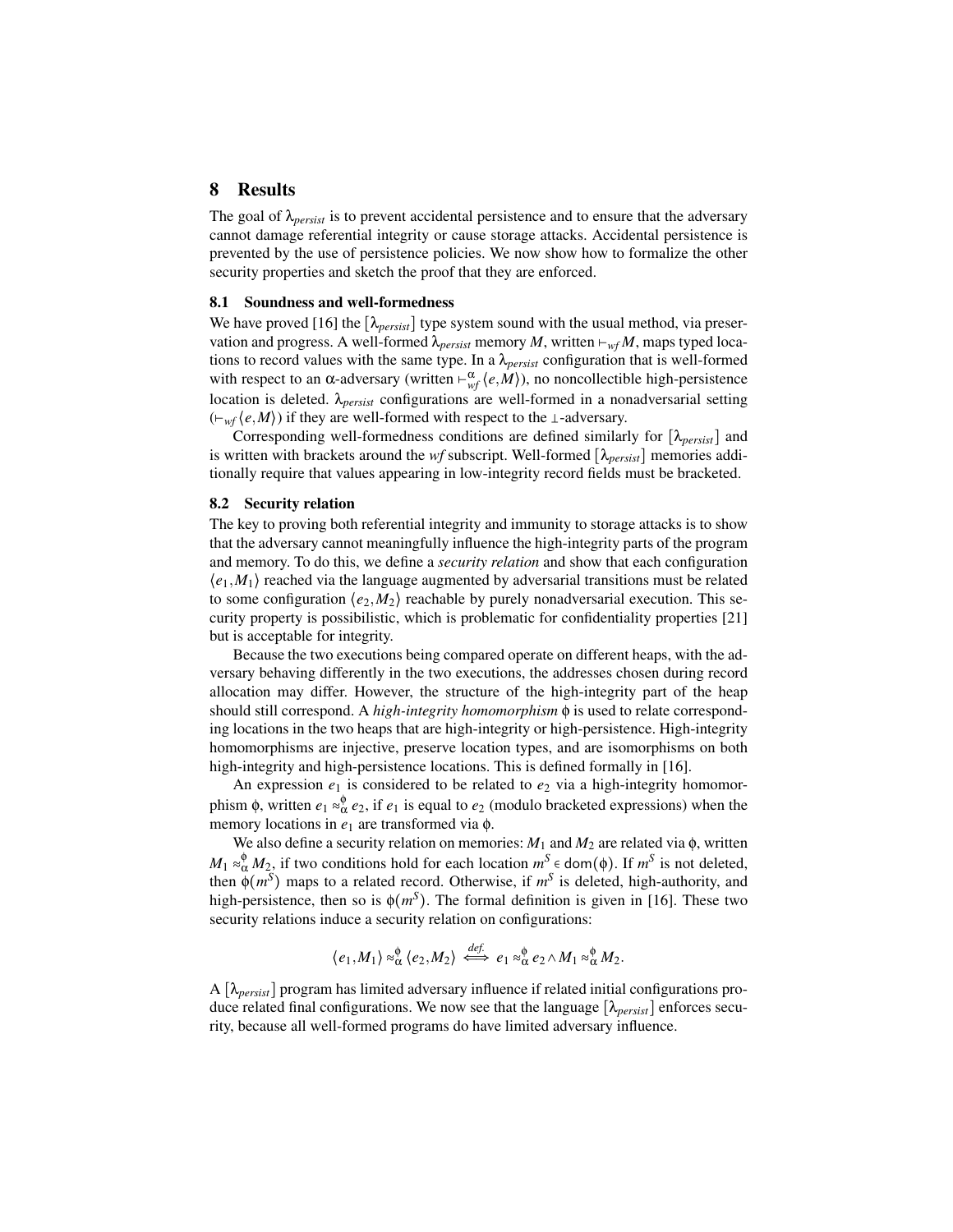## 8 Results

The goal of $\lambda_{persist}$ is to prevent accidental persistence and to ensure that the adversary cannot damage referential integrity or cause storage attacks. Accidental persistence is prevented by the use of persistence policies. We now show how to formalize the other security properties and sketch the proof that they are enforced.

### 8.1 Soundness and well-formedness

We have proved [16] the $[\lambda_{persist}]$ type system sound with the usual method, via preservation and progress. A well-formed $\lambda_{persist}$ memory $M$, written $\vdash_{wf} M$, maps typed locations to record values with the same type. In a $\lambda_{persist}$ configuration that is well-formed with respect to an $\alpha$-adversary (written $\vdash_{wf}^{\alpha} \langle e, M \rangle$), no noncollectible high-persistence location is deleted. $\lambda_{persist}$ configurations are well-formed in a nonadversarial setting ($\vdash_{wf} \langle e, M \rangle$) if they are well-formed with respect to the $\perp$-adversary.

Corresponding well-formedness conditions are defined similarly for $[\lambda_{persist}]$ and is written with brackets around the *wf* subscript. Well-formed $[\lambda_{persist}]$ memories additionally require that values appearing in low-integrity record fields must be bracketed.

### 8.2 Security relation

The key to proving both referential integrity and immunity to storage attacks is to show that the adversary cannot meaningfully influence the high-integrity parts of the program and memory. To do this, we define a *security relation* and show that each configuration $\langle e_1, M_1 \rangle$ reached via the language augmented by adversarial transitions must be related to some configuration $\langle e_2, M_2 \rangle$ reachable by purely nonadversarial execution. This security property is possibilistic, which is problematic for confidentiality properties [21] but is acceptable for integrity.

Because the two executions being compared operate on different heaps, with the adversary behaving differently in the two executions, the addresses chosen during record allocation may differ. However, the structure of the high-integrity part of the heap should still correspond. A *high-integrity homomorphism* $\phi$ is used to relate corresponding locations in the two heaps that are high-integrity or high-persistence. High-integrity homomorphisms are injective, preserve location types, and are isomorphisms on both high-integrity and high-persistence locations. This is defined formally in [16].

An expression $e_1$ is considered to be related to $e_2$ via a high-integrity homomorphism $\phi$, written $e_1 \approx_{\alpha}^{\phi} e_2$, if $e_1$ is equal to $e_2$ (modulo bracketed expressions) when the memory locations in $e_1$ are transformed via $\phi$.

We also define a security relation on memories: $M_1$ and $M_2$ are related via $\phi$, written $M_1 \approx_{\alpha}^{\phi} M_2$, if two conditions hold for each location $m^S \in \mathsf{dom}(\phi)$. If $m^S$ is not deleted, then $\phi(m^S)$ maps to a related record. Otherwise, if $m^S$ is deleted, high-authority, and high-persistence, then so is $\phi(m^S)$. The formal definition is given in [16]. These two security relations induce a security relation on configurations:

$$\langle e_1, M_1 \rangle \approx_{\alpha}^{\phi} \langle e_2, M_2 \rangle \overset{def.}{\iff} e_1 \approx_{\alpha}^{\phi} e_2 \wedge M_1 \approx_{\alpha}^{\phi} M_2.$$

A $[\lambda_{persist}]$ program has limited adversary influence if related initial configurations produce related final configurations. We now see that the language $[\lambda_{persist}]$ enforces security, because all well-formed programs do have limited adversary influence.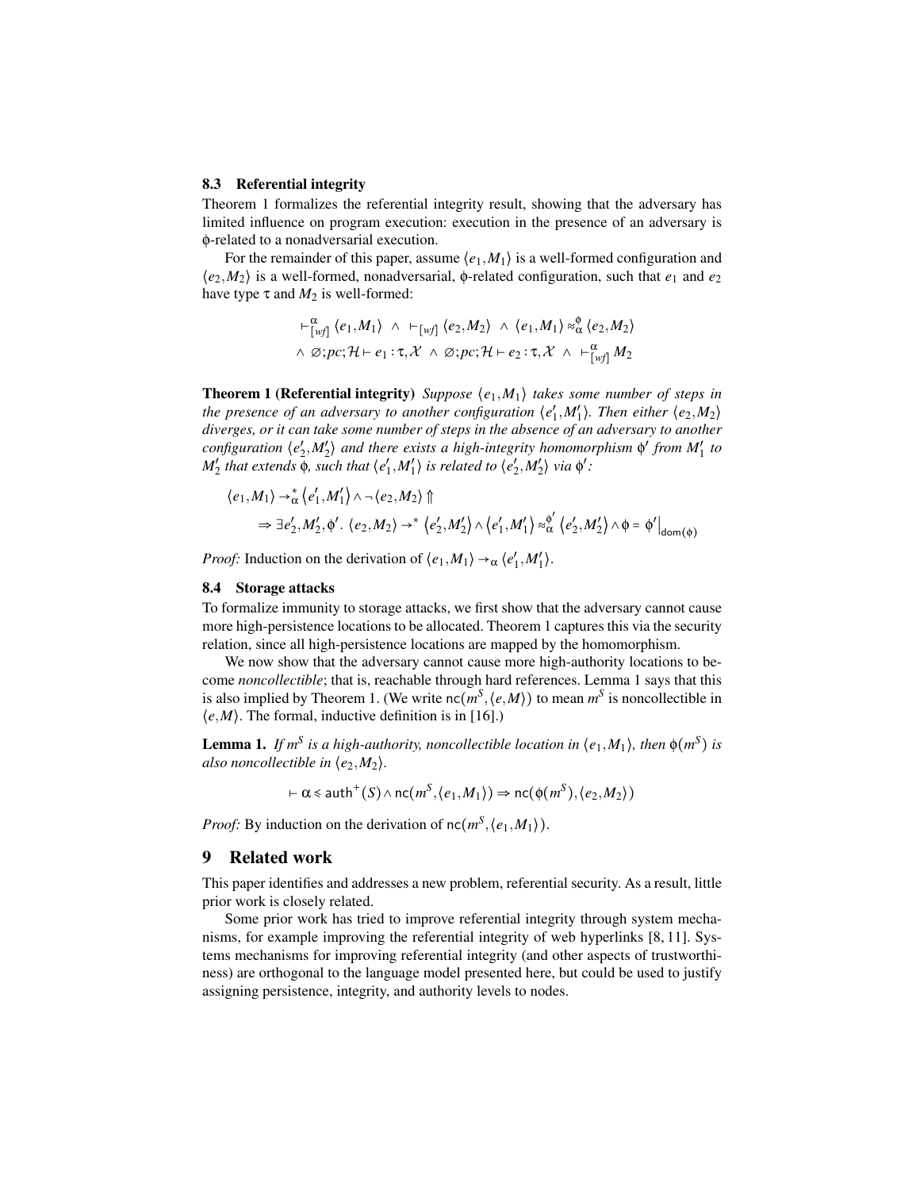### 8.3 Referential integrity

Theorem 1 formalizes the referential integrity result, showing that the adversary has limited influence on program execution: execution in the presence of an adversary is $\phi$-related to a nonadversarial execution.

For the remainder of this paper, assume $\langle e_1, M_1 \rangle$ is a well-formed configuration and $\langle e_2, M_2 \rangle$ is a well-formed, nonadversarial, $\phi$-related configuration, such that $e_1$ and $e_2$ have type $\tau$ and $M_2$ is well-formed:

$$\vdash^{\alpha}_{[wf]} \langle e_1, M_1 \rangle \;\wedge\; \vdash_{[wf]} \langle e_2, M_2 \rangle \;\wedge\; \langle e_1, M_1 \rangle \approx^{\phi}_{\alpha} \langle e_2, M_2 \rangle$$
$$\wedge\; \varnothing; pc; \mathcal{H} \vdash e_1 : \tau, \mathcal{X} \;\wedge\; \varnothing; pc; \mathcal{H} \vdash e_2 : \tau, \mathcal{X} \;\wedge\; \vdash^{\alpha}_{[wf]} M_2$$

**Theorem 1 (Referential integrity)** *Suppose $\langle e_1, M_1 \rangle$ takes some number of steps in the presence of an adversary to another configuration $\langle e_1', M_1' \rangle$. Then either $\langle e_2, M_2 \rangle$ diverges, or it can take some number of steps in the absence of an adversary to another configuration $\langle e_2', M_2' \rangle$ and there exists a high-integrity homomorphism $\phi'$ from $M_1'$ to $M_2'$ that extends $\phi$, such that $\langle e_1', M_1' \rangle$ is related to $\langle e_2', M_2' \rangle$ via $\phi'$:*

$$\langle e_1, M_1 \rangle \rightarrow^{*}_{\alpha} \langle e_1', M_1' \rangle \wedge \neg \langle e_2, M_2 \rangle \Uparrow$$
$$\Rightarrow \exists e_2', M_2', \phi'.\; \langle e_2, M_2 \rangle \rightarrow^{*} \langle e_2', M_2' \rangle \wedge \langle e_1', M_1' \rangle \approx^{\phi'}_{\alpha} \langle e_2', M_2' \rangle \wedge \phi = \phi'\big|_{\mathsf{dom}(\phi)}$$

*Proof:* Induction on the derivation of $\langle e_1, M_1 \rangle \rightarrow_{\alpha} \langle e_1', M_1' \rangle$.

### 8.4 Storage attacks

To formalize immunity to storage attacks, we first show that the adversary cannot cause more high-persistence locations to be allocated. Theorem 1 captures this via the security relation, since all high-persistence locations are mapped by the homomorphism.

We now show that the adversary cannot cause more high-authority locations to become *noncollectible*; that is, reachable through hard references. Lemma 1 says that this is also implied by Theorem 1. (We write $\mathsf{nc}(m^S, \langle e, M \rangle)$ to mean $m^S$ is noncollectible in $\langle e, M \rangle$. The formal, inductive definition is in [16].)

**Lemma 1.** *If $m^S$ is a high-authority, noncollectible location in $\langle e_1, M_1 \rangle$, then $\phi(m^S)$ is also noncollectible in $\langle e_2, M_2 \rangle$.*

$$\vdash \alpha \leqslant \mathsf{auth}^{+}(S) \wedge \mathsf{nc}(m^S, \langle e_1, M_1 \rangle) \Rightarrow \mathsf{nc}(\phi(m^S), \langle e_2, M_2 \rangle)$$

*Proof:* By induction on the derivation of $\mathsf{nc}(m^S, \langle e_1, M_1 \rangle)$.

## 9 Related work

This paper identifies and addresses a new problem, referential security. As a result, little prior work is closely related.

Some prior work has tried to improve referential integrity through system mechanisms, for example improving the referential integrity of web hyperlinks [8, 11]. Systems mechanisms for improving referential integrity (and other aspects of trustworthiness) are orthogonal to the language model presented here, but could be used to justify assigning persistence, integrity, and authority levels to nodes.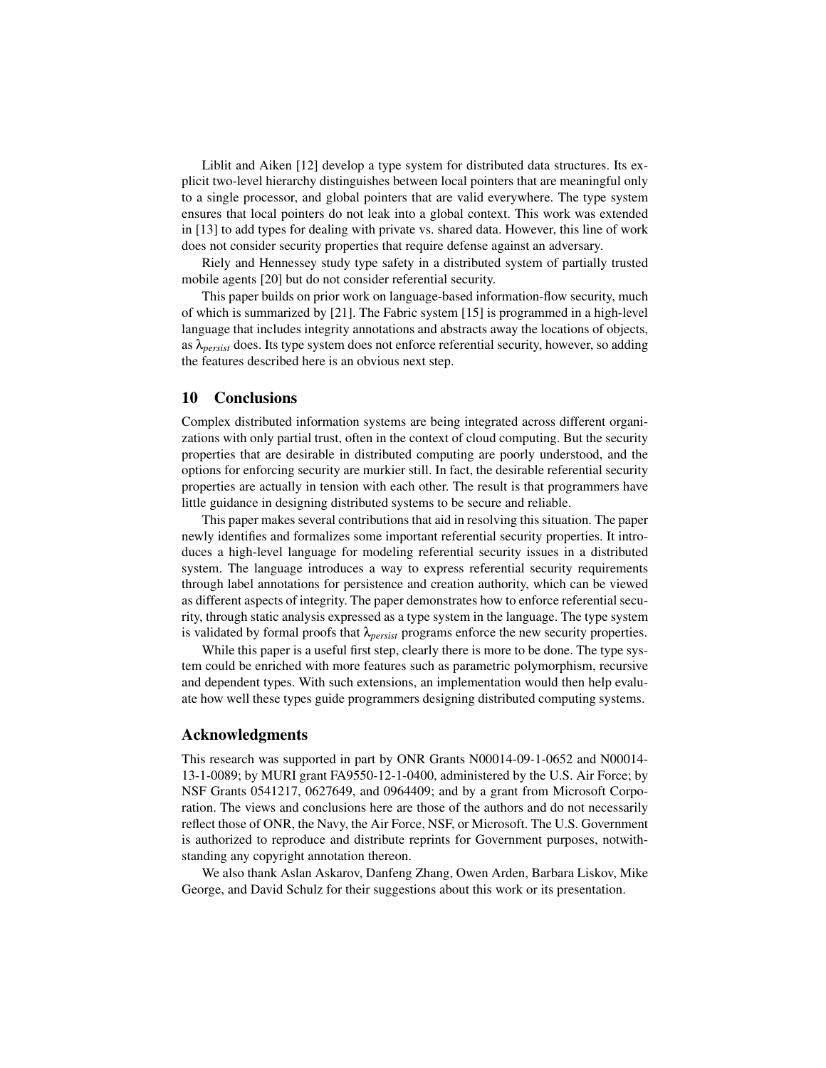Liblit and Aiken [12] develop a type system for distributed data structures. Its explicit two-level hierarchy distinguishes between local pointers that are meaningful only to a single processor, and global pointers that are valid everywhere. The type system ensures that local pointers do not leak into a global context. This work was extended in [13] to add types for dealing with private vs. shared data. However, this line of work does not consider security properties that require defense against an adversary.

Riely and Hennessey study type safety in a distributed system of partially trusted mobile agents [20] but do not consider referential security.

This paper builds on prior work on language-based information-flow security, much of which is summarized by [21]. The Fabric system [15] is programmed in a high-level language that includes integrity annotations and abstracts away the locations of objects, as $\lambda_{persist}$ does. Its type system does not enforce referential security, however, so adding the features described here is an obvious next step.

## 10 Conclusions

Complex distributed information systems are being integrated across different organizations with only partial trust, often in the context of cloud computing. But the security properties that are desirable in distributed computing are poorly understood, and the options for enforcing security are murkier still. In fact, the desirable referential security properties are actually in tension with each other. The result is that programmers have little guidance in designing distributed systems to be secure and reliable.

This paper makes several contributions that aid in resolving this situation. The paper newly identifies and formalizes some important referential security properties. It introduces a high-level language for modeling referential security issues in a distributed system. The language introduces a way to express referential security requirements through label annotations for persistence and creation authority, which can be viewed as different aspects of integrity. The paper demonstrates how to enforce referential security, through static analysis expressed as a type system in the language. The type system is validated by formal proofs that $\lambda_{persist}$ programs enforce the new security properties.

While this paper is a useful first step, clearly there is more to be done. The type system could be enriched with more features such as parametric polymorphism, recursive and dependent types. With such extensions, an implementation would then help evaluate how well these types guide programmers designing distributed computing systems.

## Acknowledgments

This research was supported in part by ONR Grants N00014-09-1-0652 and N00014-13-1-0089; by MURI grant FA9550-12-1-0400, administered by the U.S. Air Force; by NSF Grants 0541217, 0627649, and 0964409; and by a grant from Microsoft Corporation. The views and conclusions here are those of the authors and do not necessarily reflect those of ONR, the Navy, the Air Force, NSF, or Microsoft. The U.S. Government is authorized to reproduce and distribute reprints for Government purposes, notwithstanding any copyright annotation thereon.

We also thank Aslan Askarov, Danfeng Zhang, Owen Arden, Barbara Liskov, Mike George, and David Schulz for their suggestions about this work or its presentation.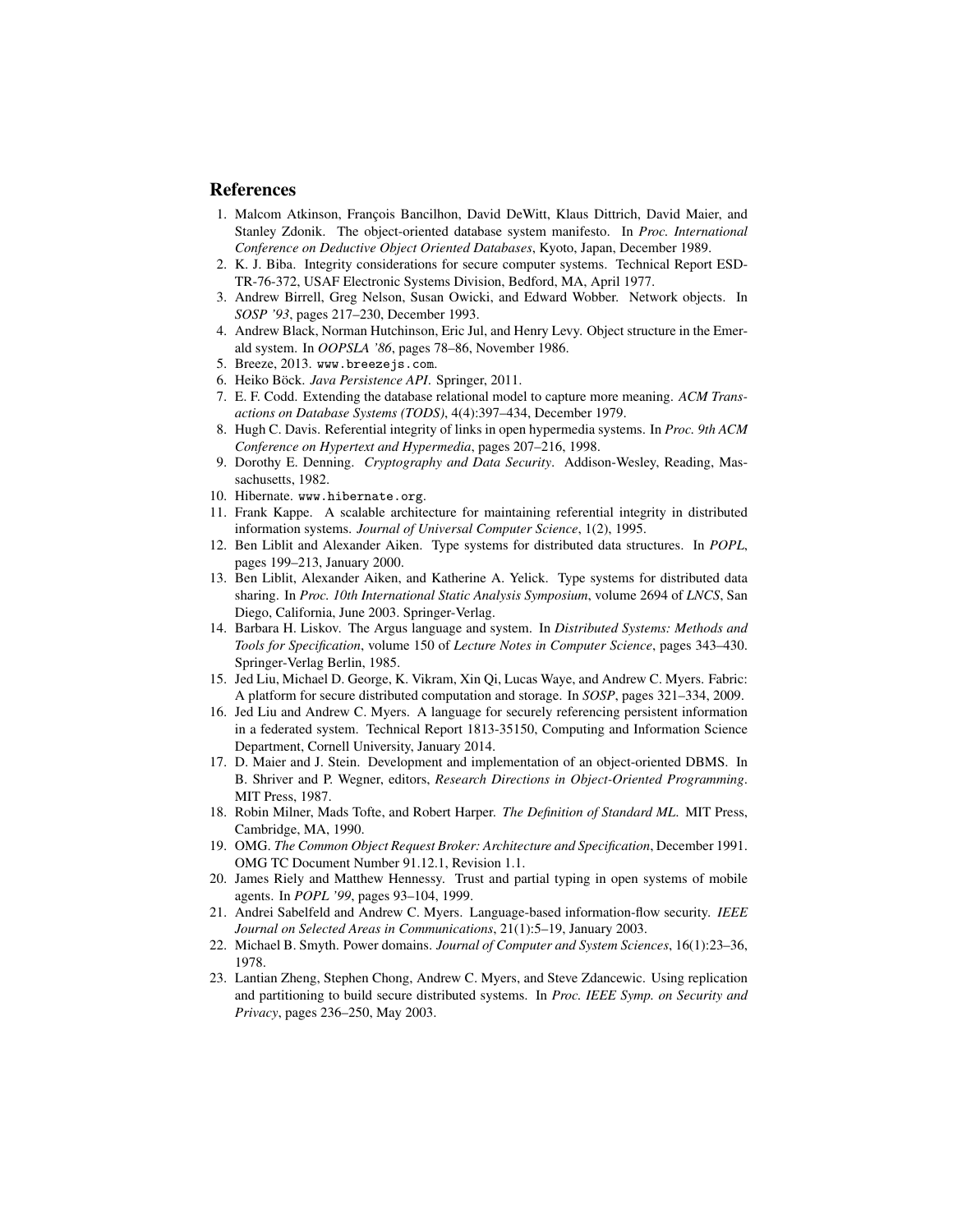## References

1. Malcom Atkinson, François Bancilhon, David DeWitt, Klaus Dittrich, David Maier, and Stanley Zdonik. The object-oriented database system manifesto. In *Proc. International Conference on Deductive Object Oriented Databases*, Kyoto, Japan, December 1989.
2. K. J. Biba. Integrity considerations for secure computer systems. Technical Report ESD-TR-76-372, USAF Electronic Systems Division, Bedford, MA, April 1977.
3. Andrew Birrell, Greg Nelson, Susan Owicki, and Edward Wobber. Network objects. In *SOSP '93*, pages 217–230, December 1993.
4. Andrew Black, Norman Hutchinson, Eric Jul, and Henry Levy. Object structure in the Emerald system. In *OOPSLA '86*, pages 78–86, November 1986.
5. Breeze, 2013. `www.breezejs.com`.
6. Heiko Böck. *Java Persistence API*. Springer, 2011.
7. E. F. Codd. Extending the database relational model to capture more meaning. *ACM Transactions on Database Systems (TODS)*, 4(4):397–434, December 1979.
8. Hugh C. Davis. Referential integrity of links in open hypermedia systems. In *Proc. 9th ACM Conference on Hypertext and Hypermedia*, pages 207–216, 1998.
9. Dorothy E. Denning. *Cryptography and Data Security*. Addison-Wesley, Reading, Massachusetts, 1982.
10. Hibernate. `www.hibernate.org`.
11. Frank Kappe. A scalable architecture for maintaining referential integrity in distributed information systems. *Journal of Universal Computer Science*, 1(2), 1995.
12. Ben Liblit and Alexander Aiken. Type systems for distributed data structures. In *POPL*, pages 199–213, January 2000.
13. Ben Liblit, Alexander Aiken, and Katherine A. Yelick. Type systems for distributed data sharing. In *Proc. 10th International Static Analysis Symposium*, volume 2694 of *LNCS*, San Diego, California, June 2003. Springer-Verlag.
14. Barbara H. Liskov. The Argus language and system. In *Distributed Systems: Methods and Tools for Specification*, volume 150 of *Lecture Notes in Computer Science*, pages 343–430. Springer-Verlag Berlin, 1985.
15. Jed Liu, Michael D. George, K. Vikram, Xin Qi, Lucas Waye, and Andrew C. Myers. Fabric: A platform for secure distributed computation and storage. In *SOSP*, pages 321–334, 2009.
16. Jed Liu and Andrew C. Myers. A language for securely referencing persistent information in a federated system. Technical Report 1813-35150, Computing and Information Science Department, Cornell University, January 2014.
17. D. Maier and J. Stein. Development and implementation of an object-oriented DBMS. In B. Shriver and P. Wegner, editors, *Research Directions in Object-Oriented Programming*. MIT Press, 1987.
18. Robin Milner, Mads Tofte, and Robert Harper. *The Definition of Standard ML*. MIT Press, Cambridge, MA, 1990.
19. OMG. *The Common Object Request Broker: Architecture and Specification*, December 1991. OMG TC Document Number 91.12.1, Revision 1.1.
20. James Riely and Matthew Hennessy. Trust and partial typing in open systems of mobile agents. In *POPL '99*, pages 93–104, 1999.
21. Andrei Sabelfeld and Andrew C. Myers. Language-based information-flow security. *IEEE Journal on Selected Areas in Communications*, 21(1):5–19, January 2003.
22. Michael B. Smyth. Power domains. *Journal of Computer and System Sciences*, 16(1):23–36, 1978.
23. Lantian Zheng, Stephen Chong, Andrew C. Myers, and Steve Zdancewic. Using replication and partitioning to build secure distributed systems. In *Proc. IEEE Symp. on Security and Privacy*, pages 236–250, May 2003.